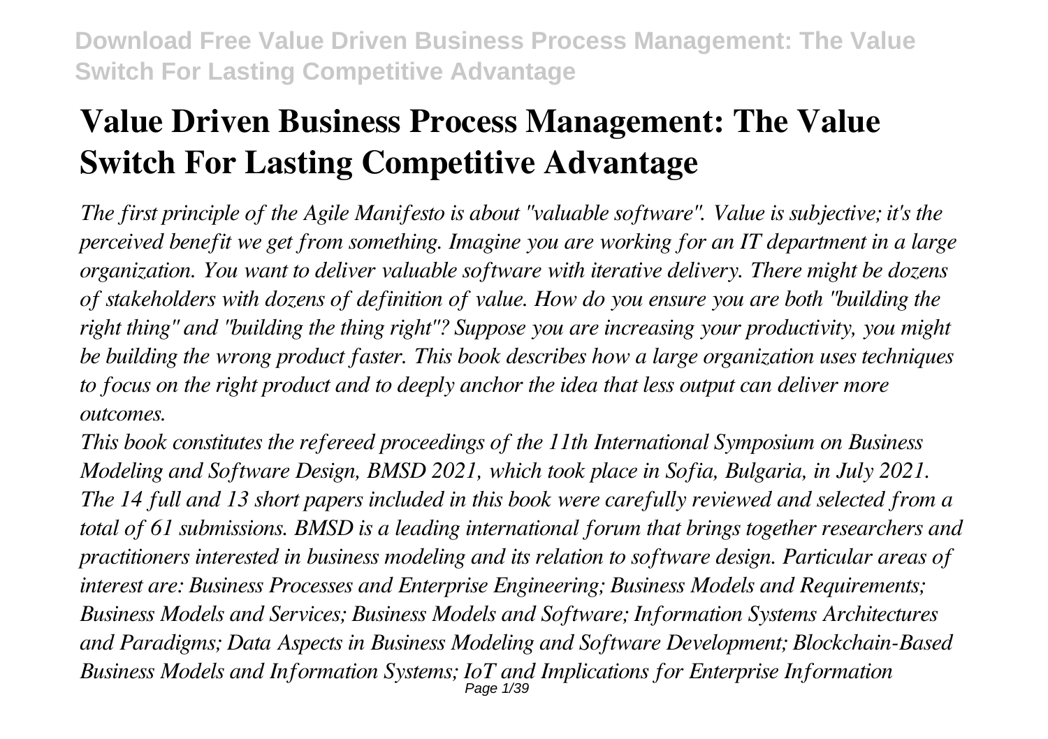# Value Driven Business Process Management: The Value Switch For Lasting Competitive Advantage

*The first principle of the Agile Manifesto is about "valuable software". Value is subjective; it's the perceived benefit we get from something. Imagine you are working for an IT department in a large organization. You want to deliver valuable software with iterative delivery. There might be dozens of stakeholders with dozens of definition of value. How do you ensure you are both "building the right thing" and "building the thing right"? Suppose you are increasing your productivity, you might be building the wrong product faster. This book describes how a large organization uses techniques to focus on the right product and to deeply anchor the idea that less output can deliver more outcomes.*

*This book constitutes the refereed proceedings of the 11th International Symposium on Business Modeling and Software Design, BMSD 2021, which took place in Sofia, Bulgaria, in July 2021. The 14 full and 13 short papers included in this book were carefully reviewed and selected from a total of 61 submissions. BMSD is a leading international forum that brings together researchers and practitioners interested in business modeling and its relation to software design. Particular areas of interest are: Business Processes and Enterprise Engineering; Business Models and Requirements; Business Models and Services; Business Models and Software; Information Systems Architectures and Paradigms; Data Aspects in Business Modeling and Software Development; Blockchain-Based Business Models and Information Systems; IoT and Implications for Enterprise Information*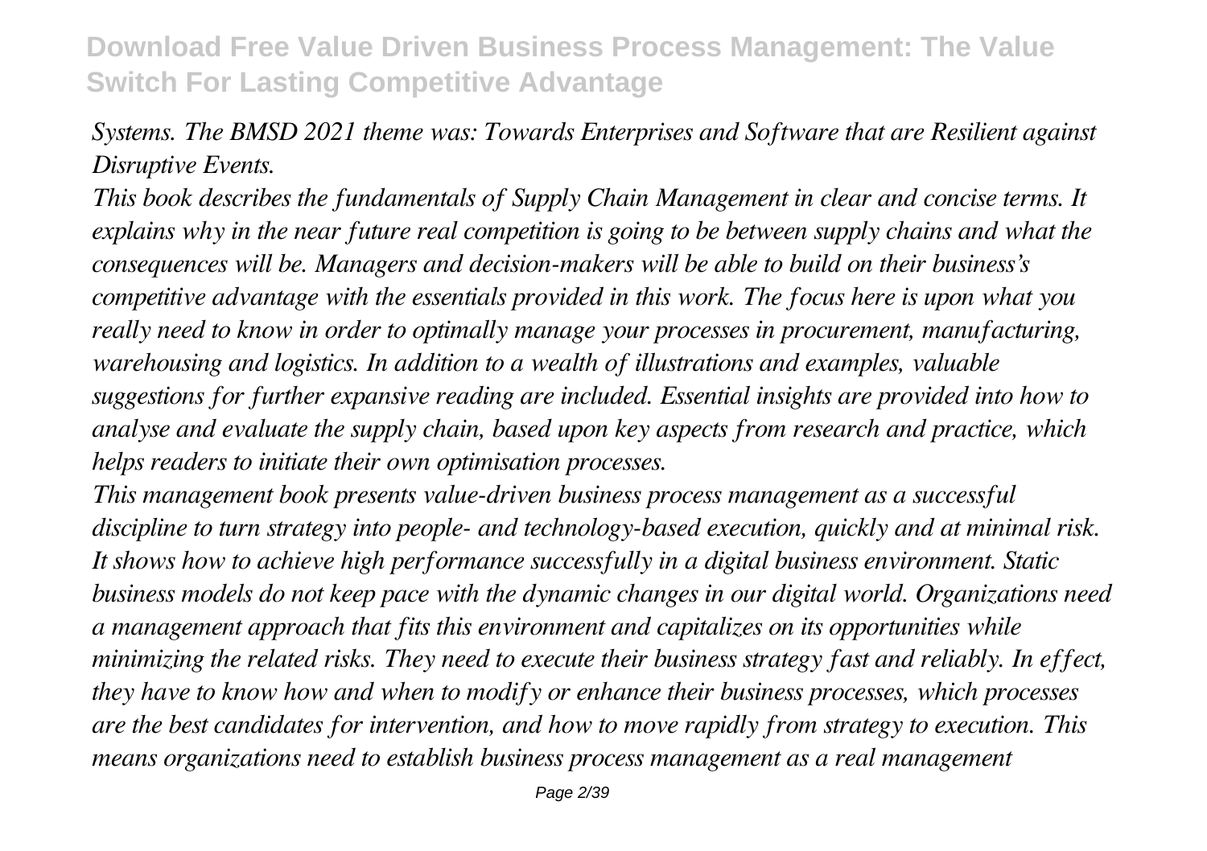*Systems. The BMSD 2021 theme was: Towards Enterprises and Software that are Resilient against Disruptive Events.*

*This book describes the fundamentals of Supply Chain Management in clear and concise terms. It explains why in the near future real competition is going to be between supply chains and what the consequences will be. Managers and decision-makers will be able to build on their business's competitive advantage with the essentials provided in this work. The focus here is upon what you really need to know in order to optimally manage your processes in procurement, manufacturing, warehousing and logistics. In addition to a wealth of illustrations and examples, valuable suggestions for further expansive reading are included. Essential insights are provided into how to analyse and evaluate the supply chain, based upon key aspects from research and practice, which helps readers to initiate their own optimisation processes.*

*This management book presents value-driven business process management as a successful discipline to turn strategy into people- and technology-based execution, quickly and at minimal risk. It shows how to achieve high performance successfully in a digital business environment. Static business models do not keep pace with the dynamic changes in our digital world. Organizations need a management approach that fits this environment and capitalizes on its opportunities while minimizing the related risks. They need to execute their business strategy fast and reliably. In effect, they have to know how and when to modify or enhance their business processes, which processes are the best candidates for intervention, and how to move rapidly from strategy to execution. This means organizations need to establish business process management as a real management*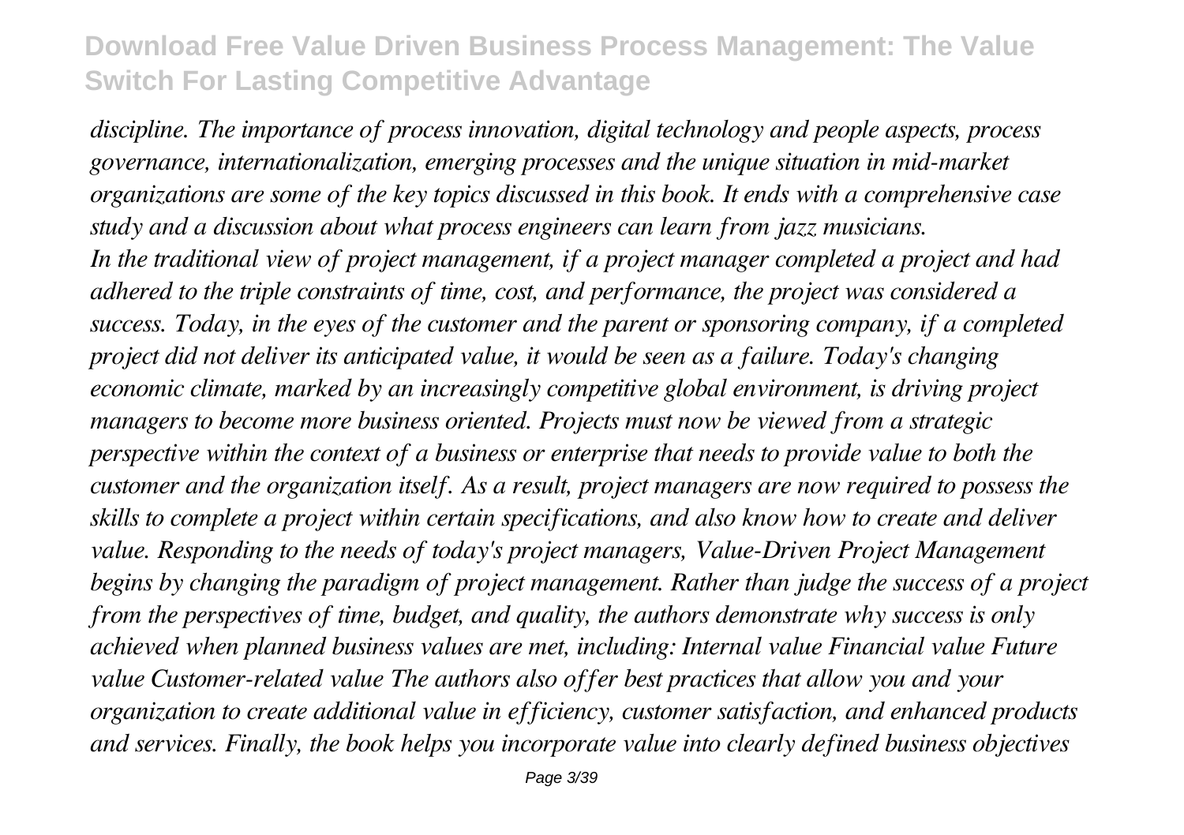*discipline. The importance of process innovation, digital technology and people aspects, process governance, internationalization, emerging processes and the unique situation in mid-market organizations are some of the key topics discussed in this book. It ends with a comprehensive case study and a discussion about what process engineers can learn from jazz musicians.*

*In the traditional view of project management, if a project manager completed a project and had adhered to the triple constraints of time, cost, and performance, the project was considered a success. Today, in the eyes of the customer and the parent or sponsoring company, if a completed project did not deliver its anticipated value, it would be seen as a failure. Today's changing economic climate, marked by an increasingly competitive global environment, is driving project managers to become more business oriented. Projects must now be viewed from a strategic perspective within the context of a business or enterprise that needs to provide value to both the customer and the organization itself. As a result, project managers are now required to possess the skills to complete a project within certain specifications, and also know how to create and deliver value. Responding to the needs of today's project managers, Value-Driven Project Management begins by changing the paradigm of project management. Rather than judge the success of a project from the perspectives of time, budget, and quality, the authors demonstrate why success is only achieved when planned business values are met, including: Internal value Financial value Future value Customer-related value The authors also offer best practices that allow you and your organization to create additional value in efficiency, customer satisfaction, and enhanced products and services. Finally, the book helps you incorporate value into clearly defined business objectives*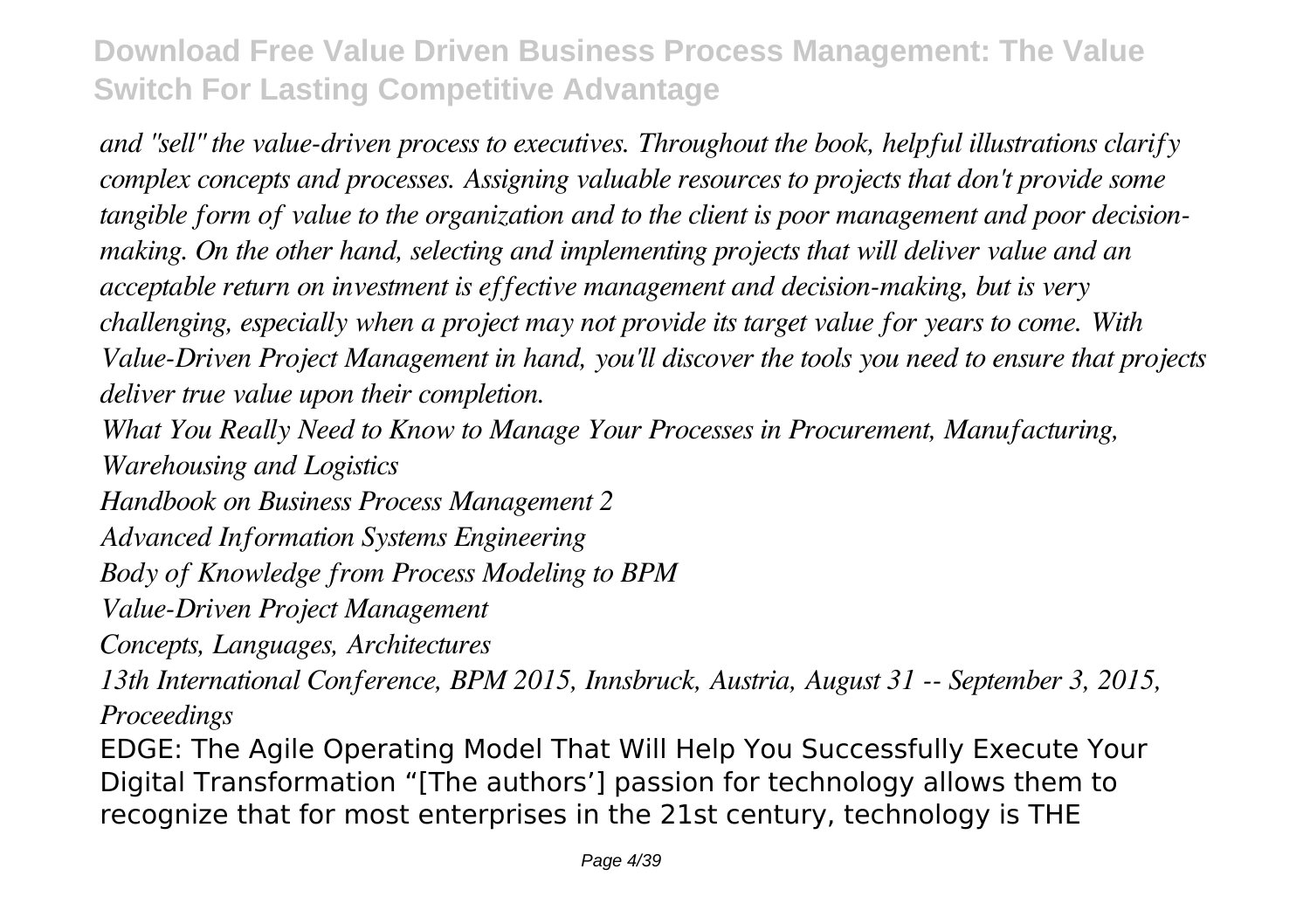*and "sell" the value-driven process to executives. Throughout the book, helpful illustrations clarify complex concepts and processes. Assigning valuable resources to projects that don't provide some tangible form of value to the organization and to the client is poor management and poor decision-making. On the other hand, selecting and implementing projects that will deliver value and an acceptable return on investment is effective management and decision-making, but is very challenging, especially when a project may not provide its target value for years to come. With Value-Driven Project Management in hand, you'll discover the tools you need to ensure that projects deliver true value upon their completion.*

*What You Really Need to Know to Manage Your Processes in Procurement, Manufacturing, Warehousing and Logistics*

*Handbook on Business Process Management 2*

*Advanced Information Systems Engineering*

*Body of Knowledge from Process Modeling to BPM*

*Value-Driven Project Management*

*Concepts, Languages, Architectures*

*13th International Conference, BPM 2015, Innsbruck, Austria, August 31 -- September 3, 2015, Proceedings*

EDGE: The Agile Operating Model That Will Help You Successfully Execute Your Digital Transformation "[The authors'] passion for technology allows them to recognize that for most enterprises in the 21st century, technology is THE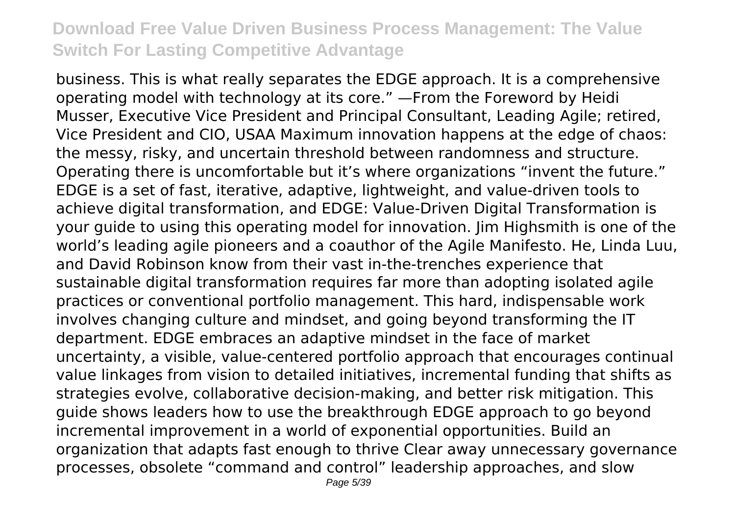business. This is what really separates the EDGE approach. It is a comprehensive operating model with technology at its core." —From the Foreword by Heidi Musser, Executive Vice President and Principal Consultant, Leading Agile; retired, Vice President and CIO, USAA Maximum innovation happens at the edge of chaos: the messy, risky, and uncertain threshold between randomness and structure. Operating there is uncomfortable but it's where organizations "invent the future." EDGE is a set of fast, iterative, adaptive, lightweight, and value-driven tools to achieve digital transformation, and EDGE: Value-Driven Digital Transformation is your guide to using this operating model for innovation. Jim Highsmith is one of the world's leading agile pioneers and a coauthor of the Agile Manifesto. He, Linda Luu, and David Robinson know from their vast in-the-trenches experience that sustainable digital transformation requires far more than adopting isolated agile practices or conventional portfolio management. This hard, indispensable work involves changing culture and mindset, and going beyond transforming the IT department. EDGE embraces an adaptive mindset in the face of market uncertainty, a visible, value-centered portfolio approach that encourages continual value linkages from vision to detailed initiatives, incremental funding that shifts as strategies evolve, collaborative decision-making, and better risk mitigation. This guide shows leaders how to use the breakthrough EDGE approach to go beyond incremental improvement in a world of exponential opportunities. Build an organization that adapts fast enough to thrive Clear away unnecessary governance processes, obsolete "command and control" leadership approaches, and slow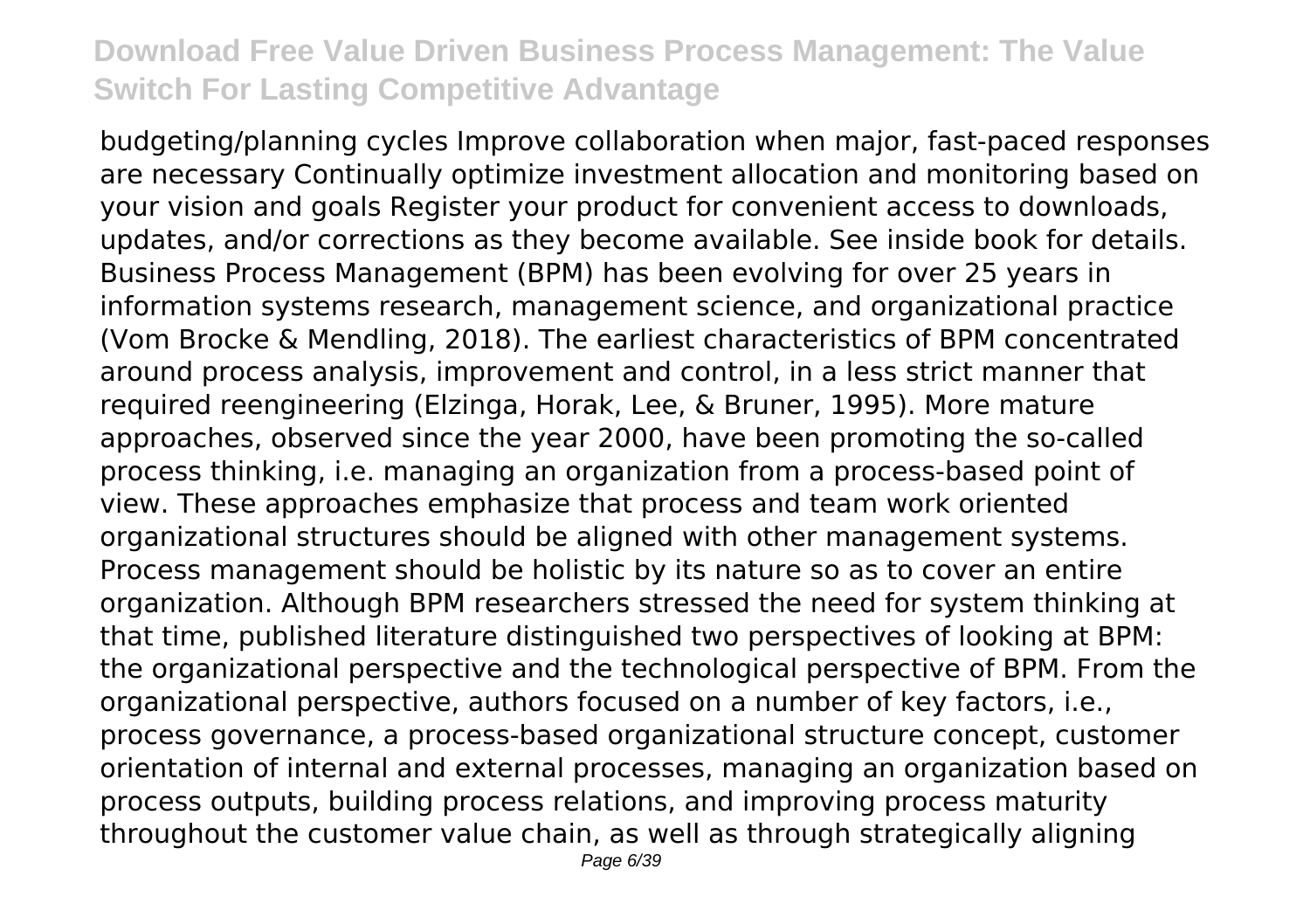budgeting/planning cycles Improve collaboration when major, fast-paced responses are necessary Continually optimize investment allocation and monitoring based on your vision and goals Register your product for convenient access to downloads, updates, and/or corrections as they become available. See inside book for details. Business Process Management (BPM) has been evolving for over 25 years in information systems research, management science, and organizational practice (Vom Brocke & Mendling, 2018). The earliest characteristics of BPM concentrated around process analysis, improvement and control, in a less strict manner that required reengineering (Elzinga, Horak, Lee, & Bruner, 1995). More mature approaches, observed since the year 2000, have been promoting the so-called process thinking, i.e. managing an organization from a process-based point of view. These approaches emphasize that process and team work oriented organizational structures should be aligned with other management systems. Process management should be holistic by its nature so as to cover an entire organization. Although BPM researchers stressed the need for system thinking at that time, published literature distinguished two perspectives of looking at BPM: the organizational perspective and the technological perspective of BPM. From the organizational perspective, authors focused on a number of key factors, i.e., process governance, a process-based organizational structure concept, customer orientation of internal and external processes, managing an organization based on process outputs, building process relations, and improving process maturity throughout the customer value chain, as well as through strategically aligning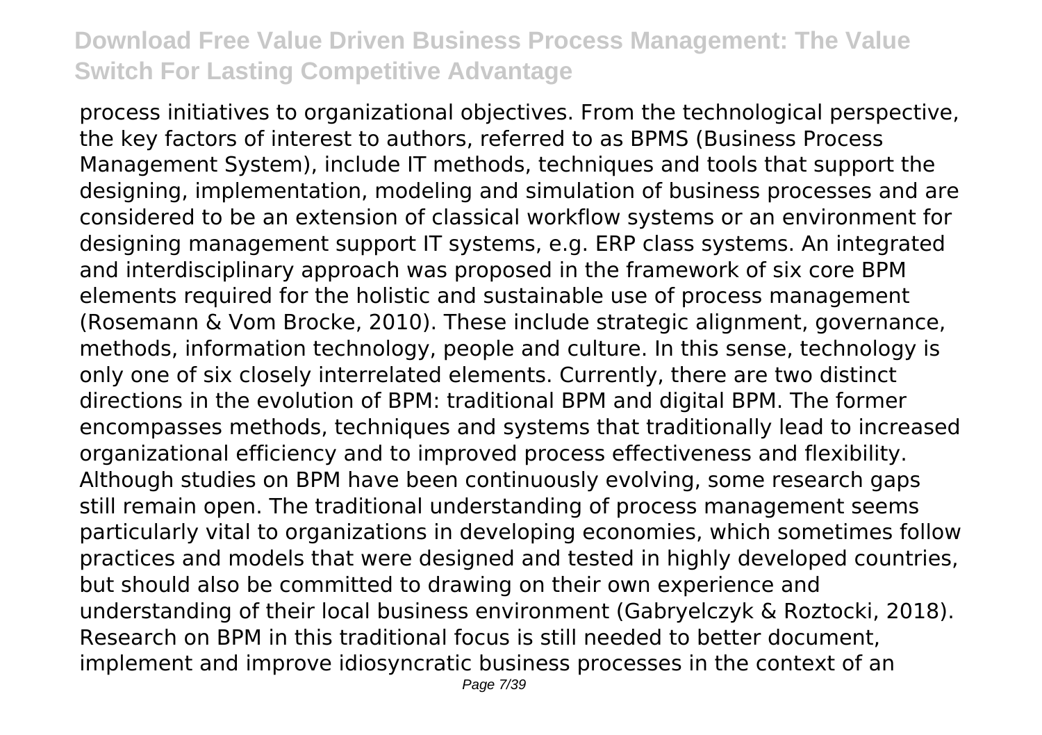process initiatives to organizational objectives. From the technological perspective, the key factors of interest to authors, referred to as BPMS (Business Process Management System), include IT methods, techniques and tools that support the designing, implementation, modeling and simulation of business processes and are considered to be an extension of classical workflow systems or an environment for designing management support IT systems, e.g. ERP class systems. An integrated and interdisciplinary approach was proposed in the framework of six core BPM elements required for the holistic and sustainable use of process management (Rosemann & Vom Brocke, 2010). These include strategic alignment, governance, methods, information technology, people and culture. In this sense, technology is only one of six closely interrelated elements. Currently, there are two distinct directions in the evolution of BPM: traditional BPM and digital BPM. The former encompasses methods, techniques and systems that traditionally lead to increased organizational efficiency and to improved process effectiveness and flexibility. Although studies on BPM have been continuously evolving, some research gaps still remain open. The traditional understanding of process management seems particularly vital to organizations in developing economies, which sometimes follow practices and models that were designed and tested in highly developed countries, but should also be committed to drawing on their own experience and understanding of their local business environment (Gabryelczyk & Roztocki, 2018). Research on BPM in this traditional focus is still needed to better document, implement and improve idiosyncratic business processes in the context of an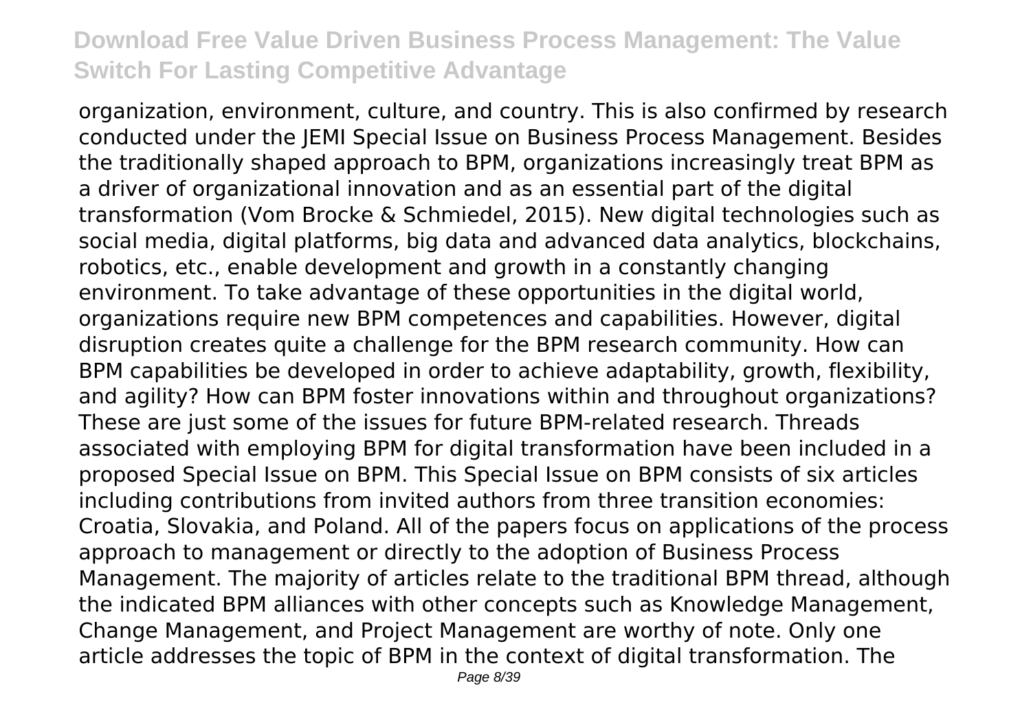organization, environment, culture, and country. This is also confirmed by research conducted under the JEMI Special Issue on Business Process Management. Besides the traditionally shaped approach to BPM, organizations increasingly treat BPM as a driver of organizational innovation and as an essential part of the digital transformation (Vom Brocke & Schmiedel, 2015). New digital technologies such as social media, digital platforms, big data and advanced data analytics, blockchains, robotics, etc., enable development and growth in a constantly changing environment. To take advantage of these opportunities in the digital world, organizations require new BPM competences and capabilities. However, digital disruption creates quite a challenge for the BPM research community. How can BPM capabilities be developed in order to achieve adaptability, growth, flexibility, and agility? How can BPM foster innovations within and throughout organizations? These are just some of the issues for future BPM-related research. Threads associated with employing BPM for digital transformation have been included in a proposed Special Issue on BPM. This Special Issue on BPM consists of six articles including contributions from invited authors from three transition economies: Croatia, Slovakia, and Poland. All of the papers focus on applications of the process approach to management or directly to the adoption of Business Process Management. The majority of articles relate to the traditional BPM thread, although the indicated BPM alliances with other concepts such as Knowledge Management, Change Management, and Project Management are worthy of note. Only one article addresses the topic of BPM in the context of digital transformation. The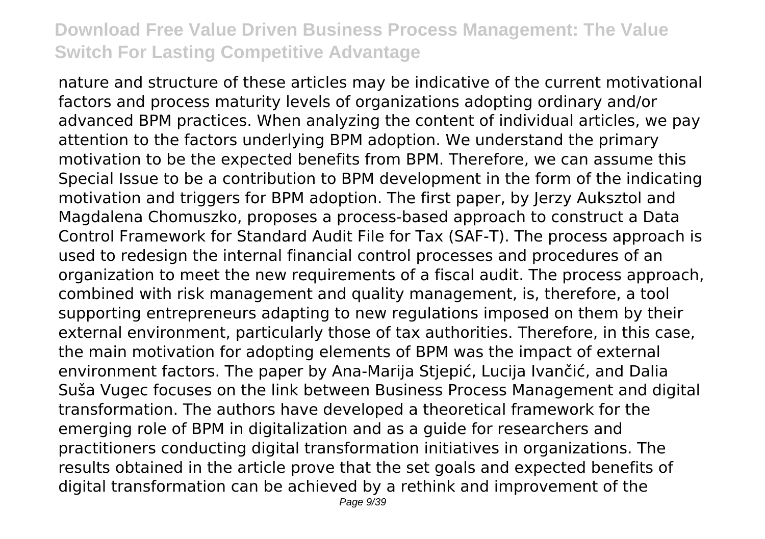nature and structure of these articles may be indicative of the current motivational factors and process maturity levels of organizations adopting ordinary and/or advanced BPM practices. When analyzing the content of individual articles, we pay attention to the factors underlying BPM adoption. We understand the primary motivation to be the expected benefits from BPM. Therefore, we can assume this Special Issue to be a contribution to BPM development in the form of the indicating motivation and triggers for BPM adoption. The first paper, by Jerzy Auksztol and Magdalena Chomuszko, proposes a process-based approach to construct a Data Control Framework for Standard Audit File for Tax (SAF-T). The process approach is used to redesign the internal financial control processes and procedures of an organization to meet the new requirements of a fiscal audit. The process approach, combined with risk management and quality management, is, therefore, a tool supporting entrepreneurs adapting to new regulations imposed on them by their external environment, particularly those of tax authorities. Therefore, in this case, the main motivation for adopting elements of BPM was the impact of external environment factors. The paper by Ana-Marija Stjepić, Lucija Ivančić, and Dalia Suša Vugec focuses on the link between Business Process Management and digital transformation. The authors have developed a theoretical framework for the emerging role of BPM in digitalization and as a guide for researchers and practitioners conducting digital transformation initiatives in organizations. The results obtained in the article prove that the set goals and expected benefits of digital transformation can be achieved by a rethink and improvement of the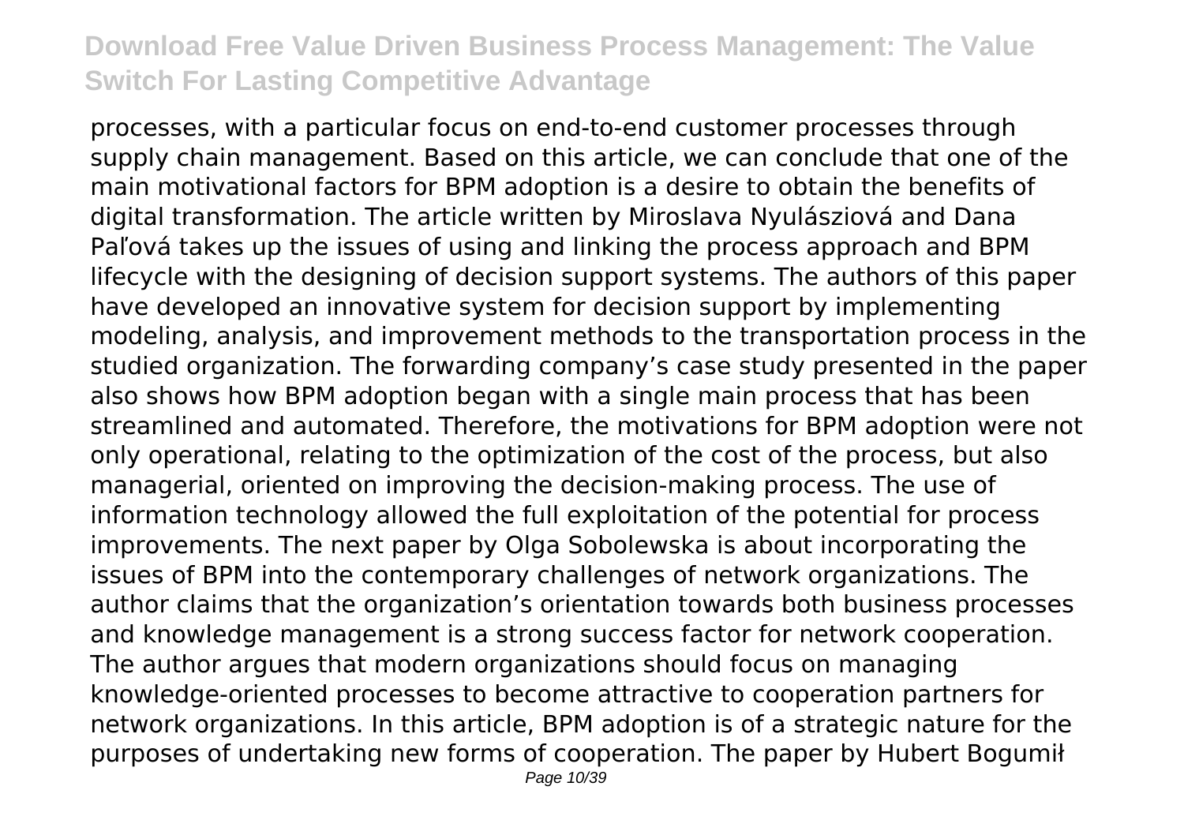processes, with a particular focus on end-to-end customer processes through supply chain management. Based on this article, we can conclude that one of the main motivational factors for BPM adoption is a desire to obtain the benefits of digital transformation. The article written by Miroslava Nyulásziová and Dana Paľová takes up the issues of using and linking the process approach and BPM lifecycle with the designing of decision support systems. The authors of this paper have developed an innovative system for decision support by implementing modeling, analysis, and improvement methods to the transportation process in the studied organization. The forwarding company's case study presented in the paper also shows how BPM adoption began with a single main process that has been streamlined and automated. Therefore, the motivations for BPM adoption were not only operational, relating to the optimization of the cost of the process, but also managerial, oriented on improving the decision-making process. The use of information technology allowed the full exploitation of the potential for process improvements. The next paper by Olga Sobolewska is about incorporating the issues of BPM into the contemporary challenges of network organizations. The author claims that the organization's orientation towards both business processes and knowledge management is a strong success factor for network cooperation. The author argues that modern organizations should focus on managing knowledge-oriented processes to become attractive to cooperation partners for network organizations. In this article, BPM adoption is of a strategic nature for the purposes of undertaking new forms of cooperation. The paper by Hubert Bogumił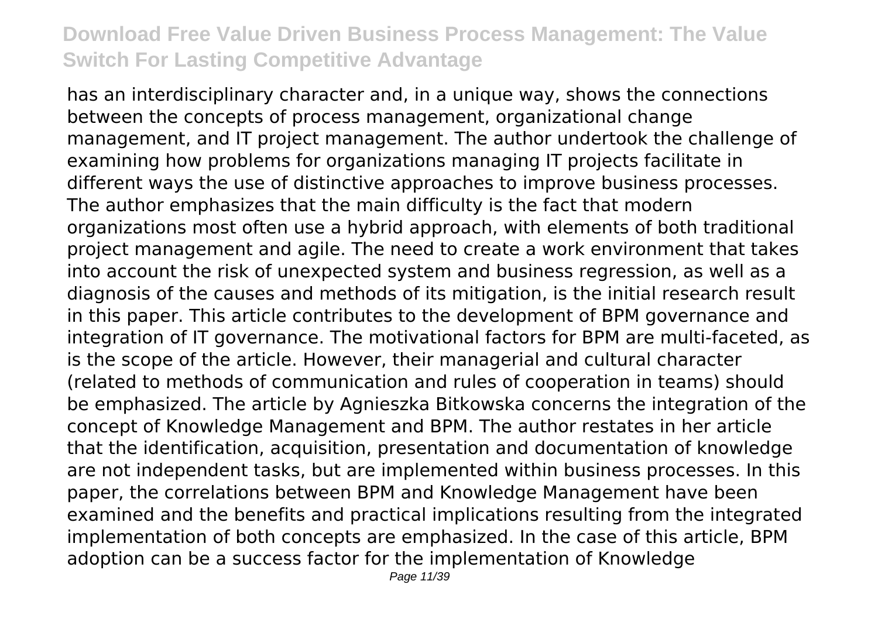has an interdisciplinary character and, in a unique way, shows the connections between the concepts of process management, organizational change management, and IT project management. The author undertook the challenge of examining how problems for organizations managing IT projects facilitate in different ways the use of distinctive approaches to improve business processes. The author emphasizes that the main difficulty is the fact that modern organizations most often use a hybrid approach, with elements of both traditional project management and agile. The need to create a work environment that takes into account the risk of unexpected system and business regression, as well as a diagnosis of the causes and methods of its mitigation, is the initial research result in this paper. This article contributes to the development of BPM governance and integration of IT governance. The motivational factors for BPM are multi-faceted, as is the scope of the article. However, their managerial and cultural character (related to methods of communication and rules of cooperation in teams) should be emphasized. The article by Agnieszka Bitkowska concerns the integration of the concept of Knowledge Management and BPM. The author restates in her article that the identification, acquisition, presentation and documentation of knowledge are not independent tasks, but are implemented within business processes. In this paper, the correlations between BPM and Knowledge Management have been examined and the benefits and practical implications resulting from the integrated implementation of both concepts are emphasized. In the case of this article, BPM adoption can be a success factor for the implementation of Knowledge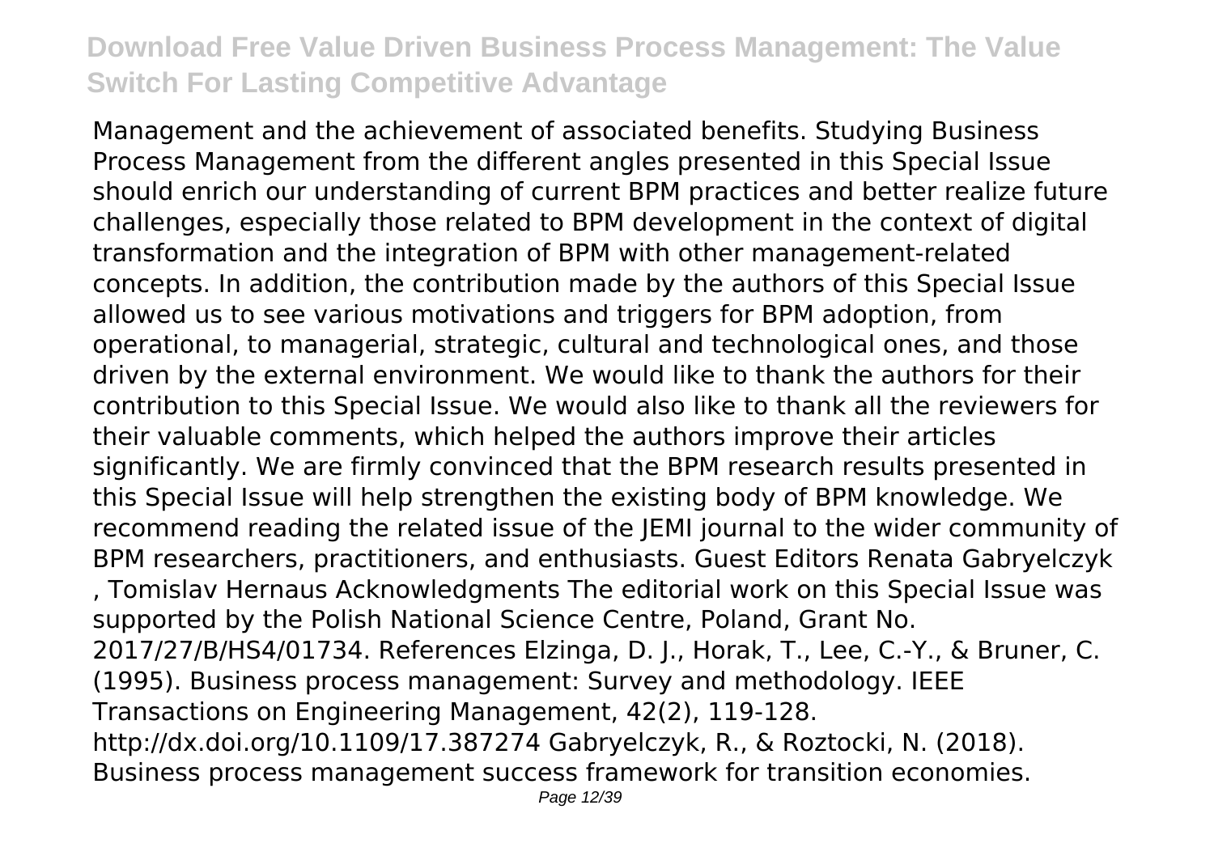Management and the achievement of associated benefits. Studying Business Process Management from the different angles presented in this Special Issue should enrich our understanding of current BPM practices and better realize future challenges, especially those related to BPM development in the context of digital transformation and the integration of BPM with other management-related concepts. In addition, the contribution made by the authors of this Special Issue allowed us to see various motivations and triggers for BPM adoption, from operational, to managerial, strategic, cultural and technological ones, and those driven by the external environment. We would like to thank the authors for their contribution to this Special Issue. We would also like to thank all the reviewers for their valuable comments, which helped the authors improve their articles significantly. We are firmly convinced that the BPM research results presented in this Special Issue will help strengthen the existing body of BPM knowledge. We recommend reading the related issue of the JEMI journal to the wider community of BPM researchers, practitioners, and enthusiasts. Guest Editors Renata Gabryelczyk , Tomislav Hernaus Acknowledgments The editorial work on this Special Issue was supported by the Polish National Science Centre, Poland, Grant No. 2017/27/B/HS4/01734. References Elzinga, D. J., Horak, T., Lee, C.-Y., & Bruner, C. (1995). Business process management: Survey and methodology. IEEE Transactions on Engineering Management, 42(2), 119-128. http://dx.doi.org/10.1109/17.387274 Gabryelczyk, R., & Roztocki, N. (2018). Business process management success framework for transition economies.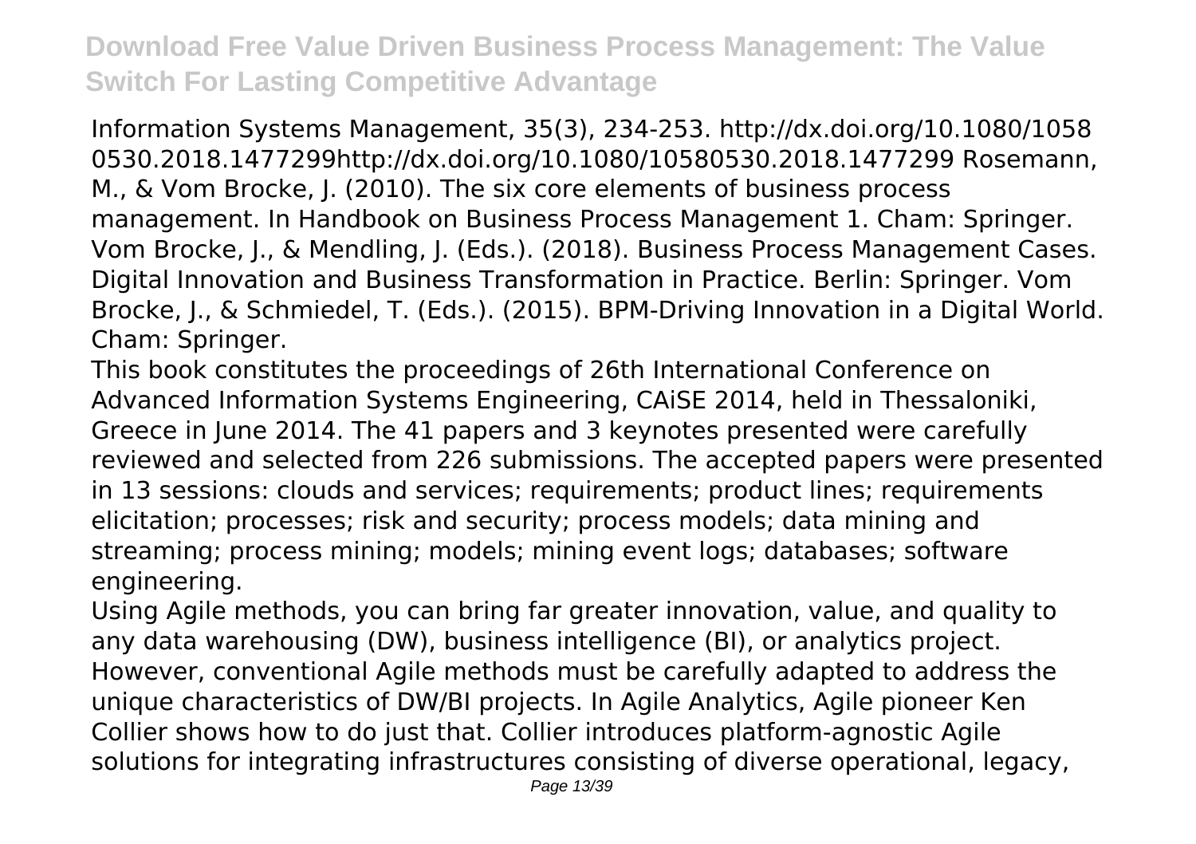Information Systems Management, 35(3), 234-253. http://dx.doi.org/10.1080/10580530.2018.1477299http://dx.doi.org/10.1080/10580530.2018.1477299 Rosemann, M., & Vom Brocke, J. (2010). The six core elements of business process management. In Handbook on Business Process Management 1. Cham: Springer. Vom Brocke, J., & Mendling, J. (Eds.). (2018). Business Process Management Cases. Digital Innovation and Business Transformation in Practice. Berlin: Springer. Vom Brocke, J., & Schmiedel, T. (Eds.). (2015). BPM-Driving Innovation in a Digital World. Cham: Springer.

This book constitutes the proceedings of 26th International Conference on Advanced Information Systems Engineering, CAiSE 2014, held in Thessaloniki, Greece in June 2014. The 41 papers and 3 keynotes presented were carefully reviewed and selected from 226 submissions. The accepted papers were presented in 13 sessions: clouds and services; requirements; product lines; requirements elicitation; processes; risk and security; process models; data mining and streaming; process mining; models; mining event logs; databases; software engineering.

Using Agile methods, you can bring far greater innovation, value, and quality to any data warehousing (DW), business intelligence (BI), or analytics project. However, conventional Agile methods must be carefully adapted to address the unique characteristics of DW/BI projects. In Agile Analytics, Agile pioneer Ken Collier shows how to do just that. Collier introduces platform-agnostic Agile solutions for integrating infrastructures consisting of diverse operational, legacy,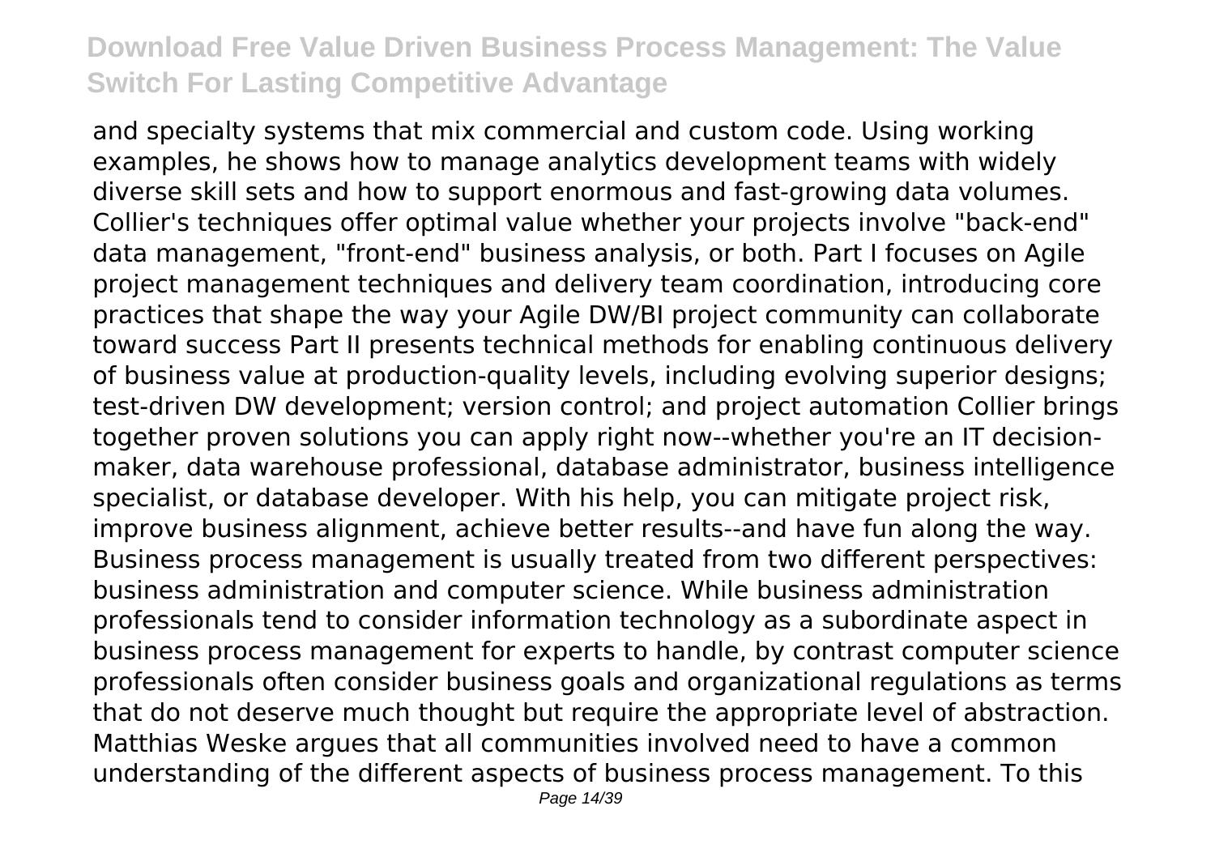and specialty systems that mix commercial and custom code. Using working examples, he shows how to manage analytics development teams with widely diverse skill sets and how to support enormous and fast-growing data volumes. Collier's techniques offer optimal value whether your projects involve "back-end" data management, "front-end" business analysis, or both. Part I focuses on Agile project management techniques and delivery team coordination, introducing core practices that shape the way your Agile DW/BI project community can collaborate toward success Part II presents technical methods for enabling continuous delivery of business value at production-quality levels, including evolving superior designs; test-driven DW development; version control; and project automation Collier brings together proven solutions you can apply right now--whether you're an IT decision-maker, data warehouse professional, database administrator, business intelligence specialist, or database developer. With his help, you can mitigate project risk, improve business alignment, achieve better results--and have fun along the way. Business process management is usually treated from two different perspectives: business administration and computer science. While business administration professionals tend to consider information technology as a subordinate aspect in business process management for experts to handle, by contrast computer science professionals often consider business goals and organizational regulations as terms that do not deserve much thought but require the appropriate level of abstraction. Matthias Weske argues that all communities involved need to have a common understanding of the different aspects of business process management. To this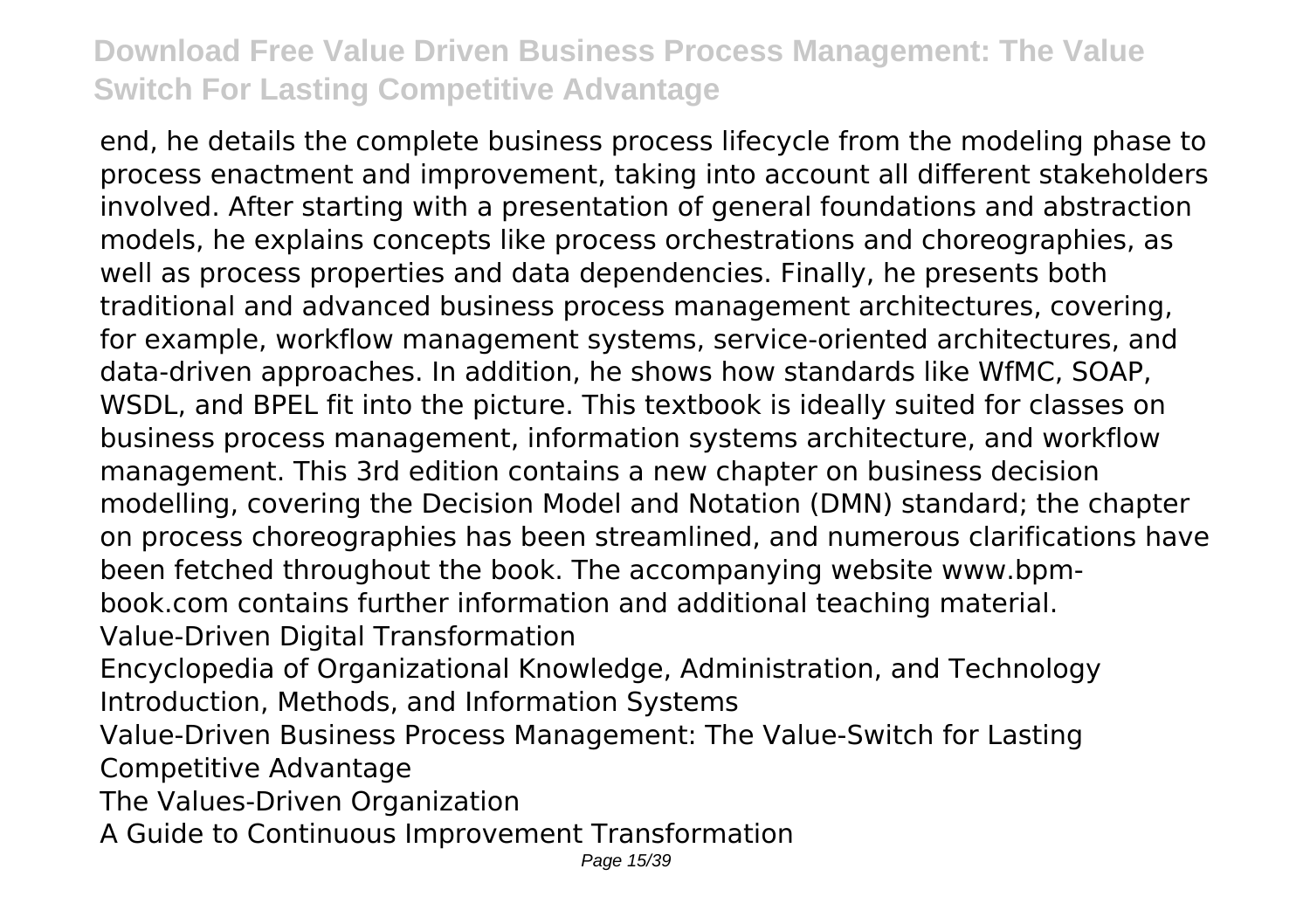end, he details the complete business process lifecycle from the modeling phase to process enactment and improvement, taking into account all different stakeholders involved. After starting with a presentation of general foundations and abstraction models, he explains concepts like process orchestrations and choreographies, as well as process properties and data dependencies. Finally, he presents both traditional and advanced business process management architectures, covering, for example, workflow management systems, service-oriented architectures, and data-driven approaches. In addition, he shows how standards like WfMC, SOAP, WSDL, and BPEL fit into the picture. This textbook is ideally suited for classes on business process management, information systems architecture, and workflow management. This 3rd edition contains a new chapter on business decision modelling, covering the Decision Model and Notation (DMN) standard; the chapter on process choreographies has been streamlined, and numerous clarifications have been fetched throughout the book. The accompanying website www.bpm-book.com contains further information and additional teaching material.

Value-Driven Digital Transformation

Encyclopedia of Organizational Knowledge, Administration, and Technology

Introduction, Methods, and Information Systems

Value-Driven Business Process Management: The Value-Switch for Lasting Competitive Advantage

The Values-Driven Organization

A Guide to Continuous Improvement Transformation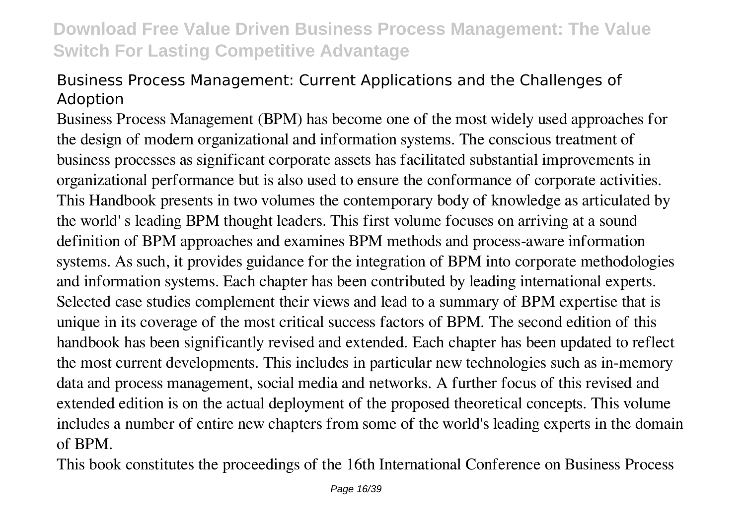## Business Process Management: Current Applications and the Challenges of Adoption

Business Process Management (BPM) has become one of the most widely used approaches for the design of modern organizational and information systems. The conscious treatment of business processes as significant corporate assets has facilitated substantial improvements in organizational performance but is also used to ensure the conformance of corporate activities. This Handbook presents in two volumes the contemporary body of knowledge as articulated by the world' s leading BPM thought leaders. This first volume focuses on arriving at a sound definition of BPM approaches and examines BPM methods and process-aware information systems. As such, it provides guidance for the integration of BPM into corporate methodologies and information systems. Each chapter has been contributed by leading international experts. Selected case studies complement their views and lead to a summary of BPM expertise that is unique in its coverage of the most critical success factors of BPM. The second edition of this handbook has been significantly revised and extended. Each chapter has been updated to reflect the most current developments. This includes in particular new technologies such as in-memory data and process management, social media and networks. A further focus of this revised and extended edition is on the actual deployment of the proposed theoretical concepts. This volume includes a number of entire new chapters from some of the world's leading experts in the domain of BPM.

This book constitutes the proceedings of the 16th International Conference on Business Process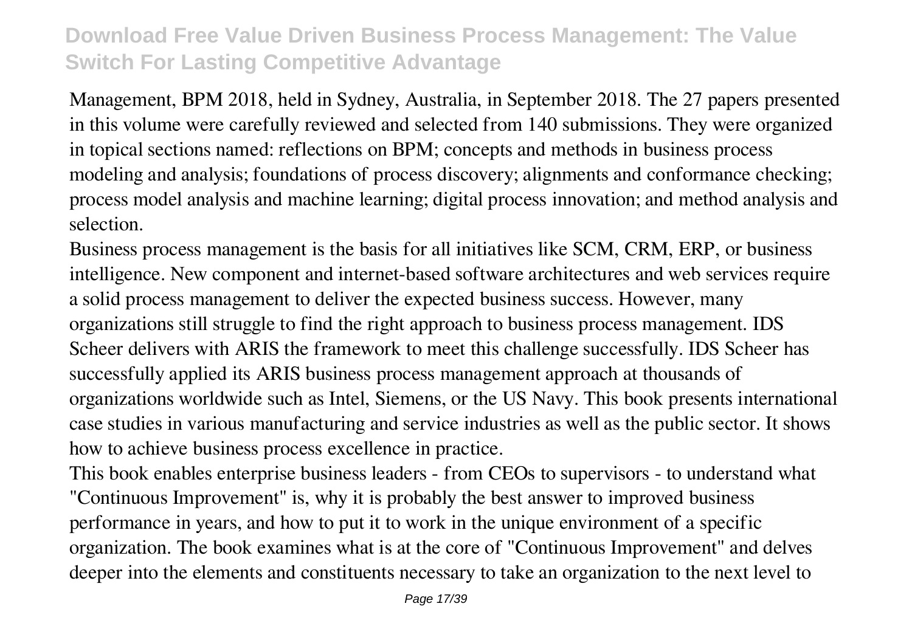Management, BPM 2018, held in Sydney, Australia, in September 2018. The 27 papers presented in this volume were carefully reviewed and selected from 140 submissions. They were organized in topical sections named: reflections on BPM; concepts and methods in business process modeling and analysis; foundations of process discovery; alignments and conformance checking; process model analysis and machine learning; digital process innovation; and method analysis and selection.

Business process management is the basis for all initiatives like SCM, CRM, ERP, or business intelligence. New component and internet-based software architectures and web services require a solid process management to deliver the expected business success. However, many organizations still struggle to find the right approach to business process management. IDS Scheer delivers with ARIS the framework to meet this challenge successfully. IDS Scheer has successfully applied its ARIS business process management approach at thousands of organizations worldwide such as Intel, Siemens, or the US Navy. This book presents international case studies in various manufacturing and service industries as well as the public sector. It shows how to achieve business process excellence in practice.

This book enables enterprise business leaders - from CEOs to supervisors - to understand what "Continuous Improvement" is, why it is probably the best answer to improved business performance in years, and how to put it to work in the unique environment of a specific organization. The book examines what is at the core of "Continuous Improvement" and delves deeper into the elements and constituents necessary to take an organization to the next level to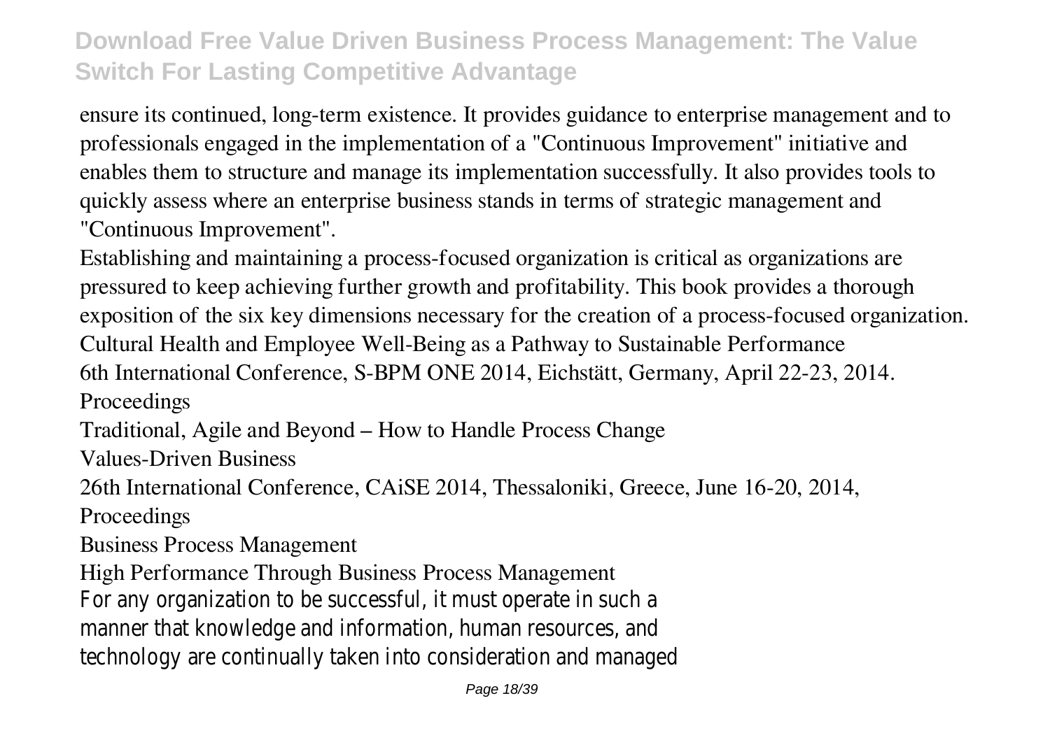ensure its continued, long-term existence. It provides guidance to enterprise management and to professionals engaged in the implementation of a "Continuous Improvement" initiative and enables them to structure and manage its implementation successfully. It also provides tools to quickly assess where an enterprise business stands in terms of strategic management and "Continuous Improvement".

Establishing and maintaining a process-focused organization is critical as organizations are pressured to keep achieving further growth and profitability. This book provides a thorough exposition of the six key dimensions necessary for the creation of a process-focused organization.

Cultural Health and Employee Well-Being as a Pathway to Sustainable Performance

6th International Conference, S-BPM ONE 2014, Eichstätt, Germany, April 22-23, 2014. Proceedings

Traditional, Agile and Beyond – How to Handle Process Change

Values-Driven Business

26th International Conference, CAiSE 2014, Thessaloniki, Greece, June 16-20, 2014, Proceedings

Business Process Management

High Performance Through Business Process Management

For any organization to be successful, it must operate in such a manner that knowledge and information, human resources, and technology are continually taken into consideration and managed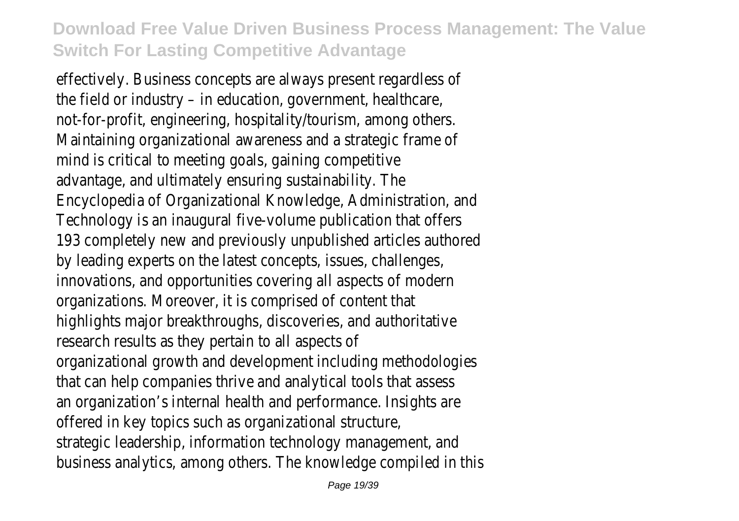effectively. Business concepts are always present regardless of the field or industry – in education, government, healthcare, not-for-profit, engineering, hospitality/tourism, among others. Maintaining organizational awareness and a strategic frame of mind is critical to meeting goals, gaining competitive advantage, and ultimately ensuring sustainability. The Encyclopedia of Organizational Knowledge, Administration, and Technology is an inaugural five-volume publication that offers 193 completely new and previously unpublished articles authored by leading experts on the latest concepts, issues, challenges, innovations, and opportunities covering all aspects of modern organizations. Moreover, it is comprised of content that highlights major breakthroughs, discoveries, and authoritative research results as they pertain to all aspects of organizational growth and development including methodologies that can help companies thrive and analytical tools that assess an organization's internal health and performance. Insights are offered in key topics such as organizational structure, strategic leadership, information technology management, and business analytics, among others. The knowledge compiled in this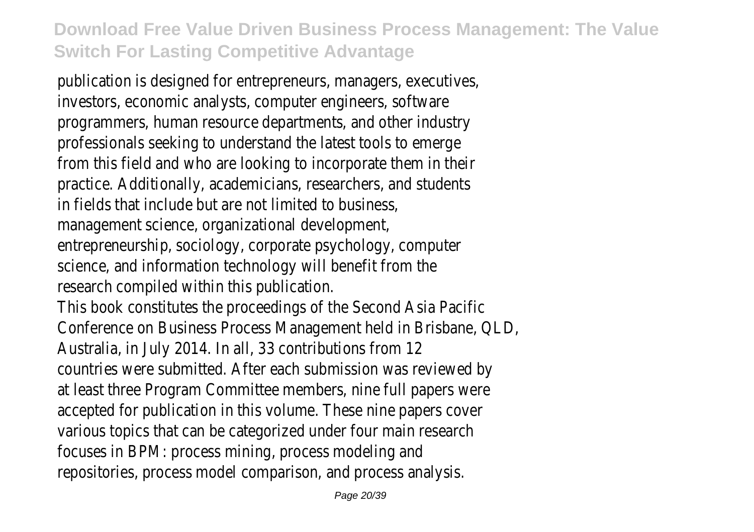publication is designed for entrepreneurs, managers, executives, investors, economic analysts, computer engineers, software programmers, human resource departments, and other industry professionals seeking to understand the latest tools to emerge from this field and who are looking to incorporate them in their practice. Additionally, academicians, researchers, and students in fields that include but are not limited to business, management science, organizational development, entrepreneurship, sociology, corporate psychology, computer science, and information technology will benefit from the research compiled within this publication.

This book constitutes the proceedings of the Second Asia Pacific Conference on Business Process Management held in Brisbane, QLD, Australia, in July 2014. In all, 33 contributions from 12 countries were submitted. After each submission was reviewed by at least three Program Committee members, nine full papers were accepted for publication in this volume. These nine papers cover various topics that can be categorized under four main research focuses in BPM: process mining, process modeling and repositories, process model comparison, and process analysis.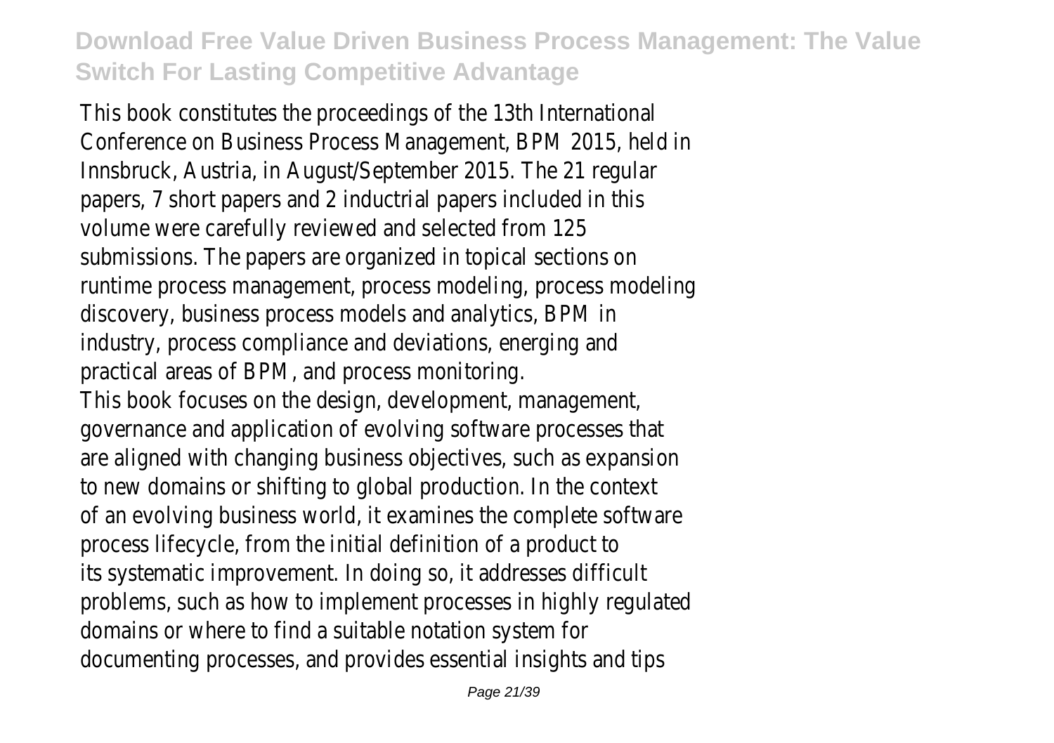This book constitutes the proceedings of the 13th International Conference on Business Process Management, BPM 2015, held in Innsbruck, Austria, in August/September 2015. The 21 regular papers, 7 short papers and 2 inductrial papers included in this volume were carefully reviewed and selected from 125 submissions. The papers are organized in topical sections on runtime process management, process modeling, process modeling discovery, business process models and analytics, BPM in industry, process compliance and deviations, energing and practical areas of BPM, and process monitoring.

This book focuses on the design, development, management, governance and application of evolving software processes that are aligned with changing business objectives, such as expansion to new domains or shifting to global production. In the context of an evolving business world, it examines the complete software process lifecycle, from the initial definition of a product to its systematic improvement. In doing so, it addresses difficult problems, such as how to implement processes in highly regulated domains or where to find a suitable notation system for documenting processes, and provides essential insights and tips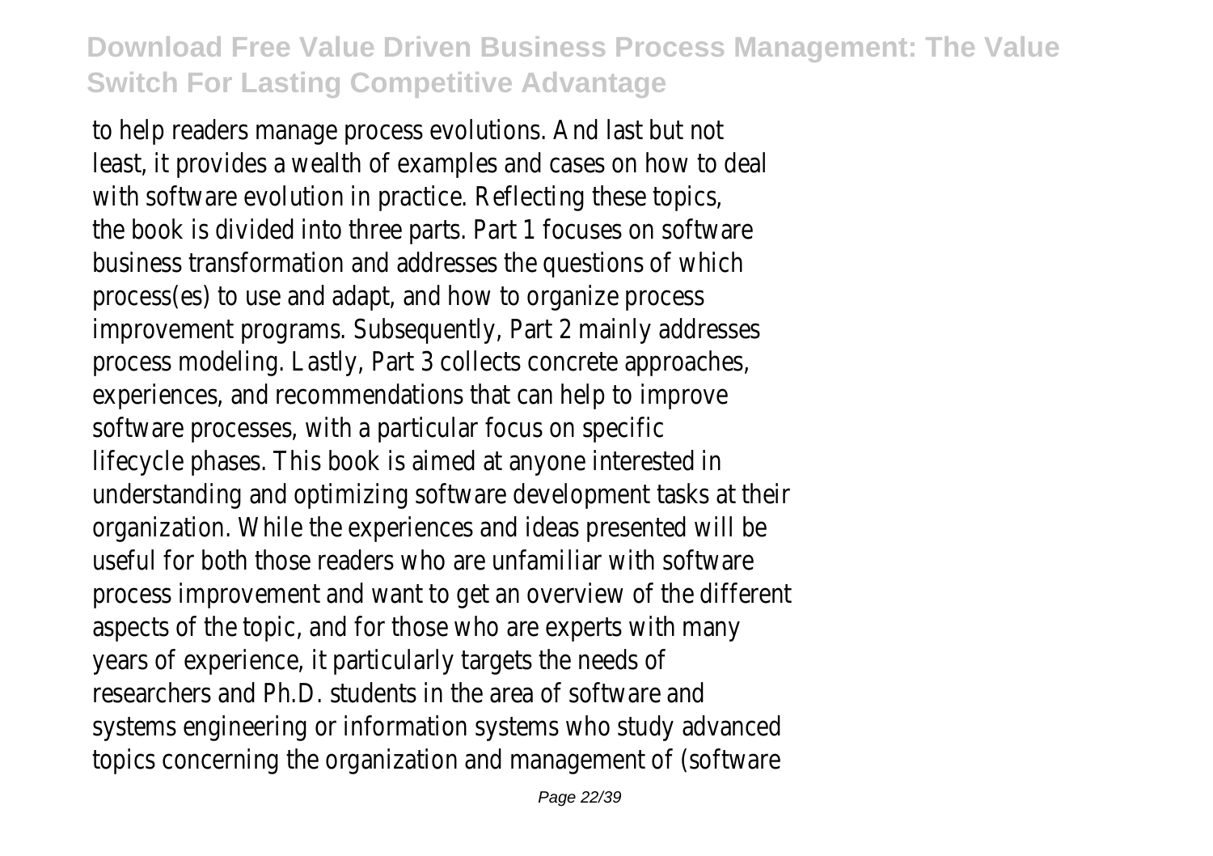to help readers manage process evolutions. And last but not least, it provides a wealth of examples and cases on how to deal with software evolution in practice. Reflecting these topics, the book is divided into three parts. Part 1 focuses on software business transformation and addresses the questions of which process(es) to use and adapt, and how to organize process improvement programs. Subsequently, Part 2 mainly addresses process modeling. Lastly, Part 3 collects concrete approaches, experiences, and recommendations that can help to improve software processes, with a particular focus on specific lifecycle phases. This book is aimed at anyone interested in understanding and optimizing software development tasks at their organization. While the experiences and ideas presented will be useful for both those readers who are unfamiliar with software process improvement and want to get an overview of the different aspects of the topic, and for those who are experts with many years of experience, it particularly targets the needs of researchers and Ph.D. students in the area of software and systems engineering or information systems who study advanced topics concerning the organization and management of (software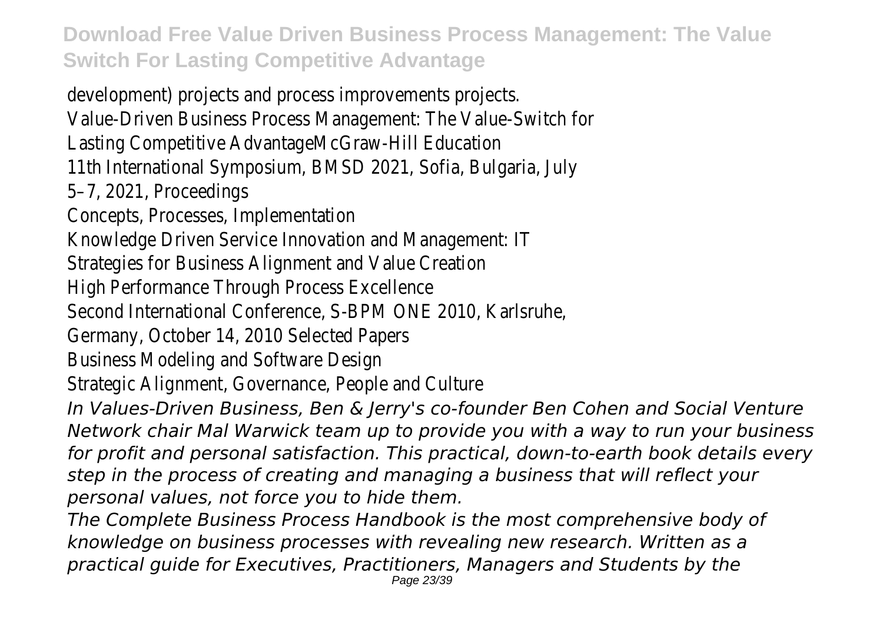development) projects and process improvements projects.
Value-Driven Business Process Management: The Value-Switch for Lasting Competitive AdvantageMcGraw-Hill Education
11th International Symposium, BMSD 2021, Sofia, Bulgaria, July 5–7, 2021, Proceedings
Concepts, Processes, Implementation
Knowledge Driven Service Innovation and Management: IT Strategies for Business Alignment and Value Creation
High Performance Through Process Excellence
Second International Conference, S-BPM ONE 2010, Karlsruhe, Germany, October 14, 2010 Selected Papers
Business Modeling and Software Design
Strategic Alignment, Governance, People and Culture

*In Values-Driven Business, Ben & Jerry's co-founder Ben Cohen and Social Venture Network chair Mal Warwick team up to provide you with a way to run your business for profit and personal satisfaction. This practical, down-to-earth book details every step in the process of creating and managing a business that will reflect your personal values, not force you to hide them.*

*The Complete Business Process Handbook is the most comprehensive body of knowledge on business processes with revealing new research. Written as a practical guide for Executives, Practitioners, Managers and Students by the*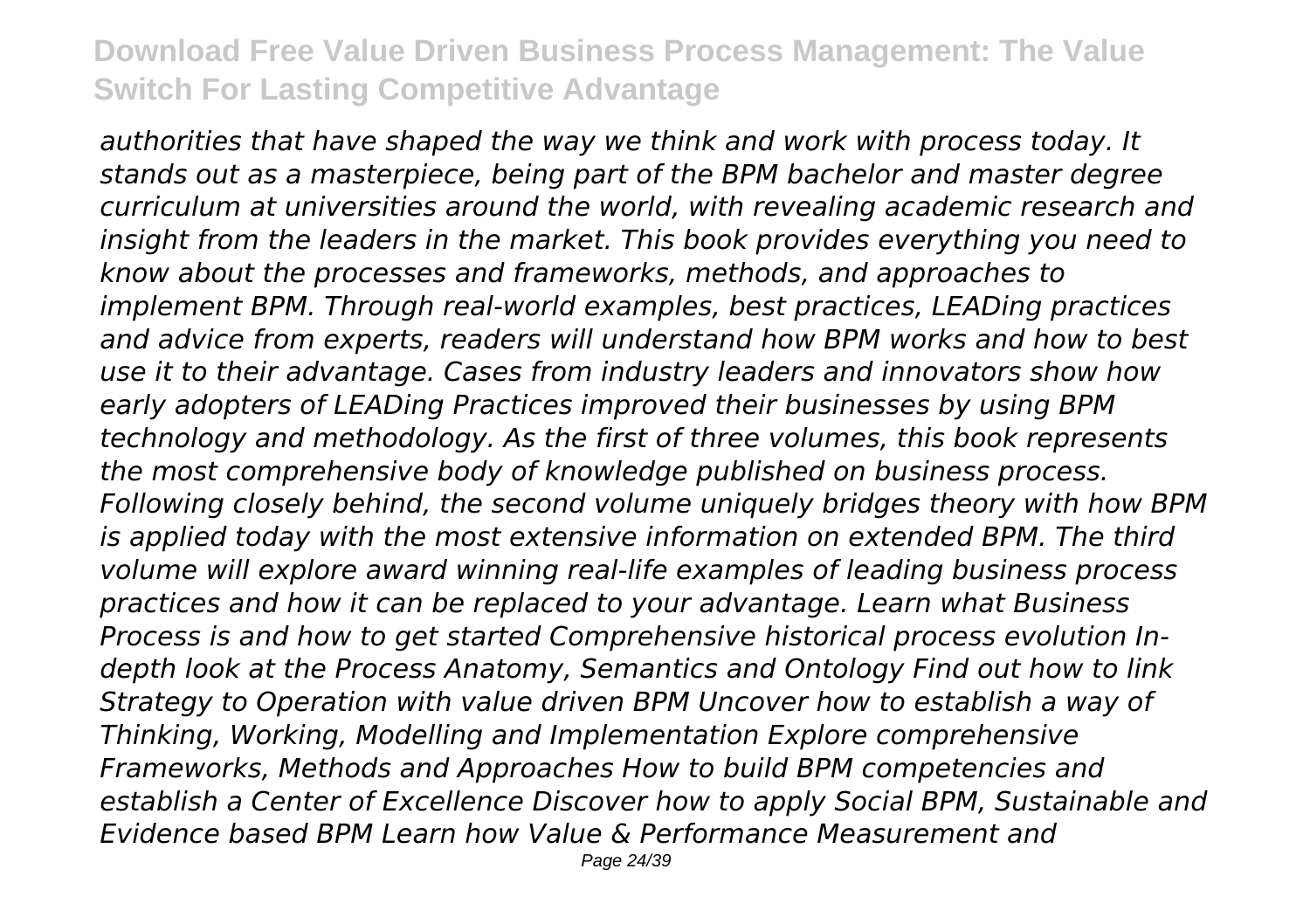*authorities that have shaped the way we think and work with process today. It stands out as a masterpiece, being part of the BPM bachelor and master degree curriculum at universities around the world, with revealing academic research and insight from the leaders in the market. This book provides everything you need to know about the processes and frameworks, methods, and approaches to implement BPM. Through real-world examples, best practices, LEADing practices and advice from experts, readers will understand how BPM works and how to best use it to their advantage. Cases from industry leaders and innovators show how early adopters of LEADing Practices improved their businesses by using BPM technology and methodology. As the first of three volumes, this book represents the most comprehensive body of knowledge published on business process. Following closely behind, the second volume uniquely bridges theory with how BPM is applied today with the most extensive information on extended BPM. The third volume will explore award winning real-life examples of leading business process practices and how it can be replaced to your advantage. Learn what Business Process is and how to get started Comprehensive historical process evolution In-depth look at the Process Anatomy, Semantics and Ontology Find out how to link Strategy to Operation with value driven BPM Uncover how to establish a way of Thinking, Working, Modelling and Implementation Explore comprehensive Frameworks, Methods and Approaches How to build BPM competencies and establish a Center of Excellence Discover how to apply Social BPM, Sustainable and Evidence based BPM Learn how Value & Performance Measurement and*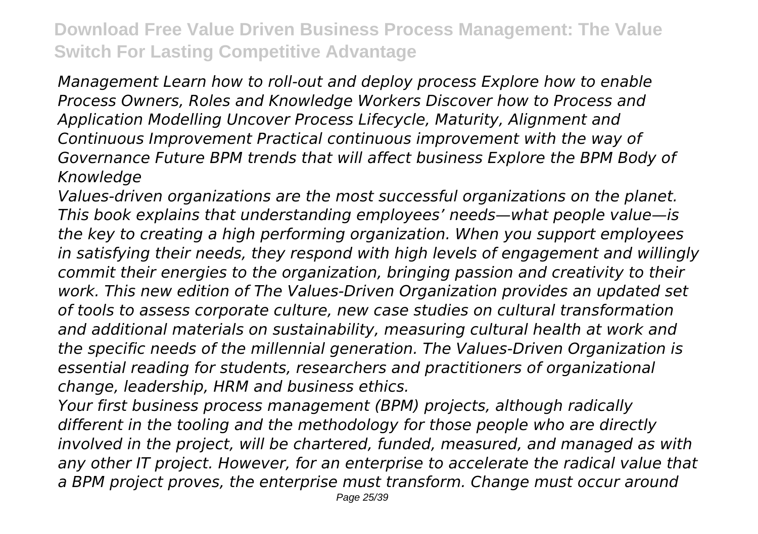*Management Learn how to roll-out and deploy process Explore how to enable Process Owners, Roles and Knowledge Workers Discover how to Process and Application Modelling Uncover Process Lifecycle, Maturity, Alignment and Continuous Improvement Practical continuous improvement with the way of Governance Future BPM trends that will affect business Explore the BPM Body of Knowledge*

*Values-driven organizations are the most successful organizations on the planet. This book explains that understanding employees' needs—what people value—is the key to creating a high performing organization. When you support employees in satisfying their needs, they respond with high levels of engagement and willingly commit their energies to the organization, bringing passion and creativity to their work. This new edition of The Values-Driven Organization provides an updated set of tools to assess corporate culture, new case studies on cultural transformation and additional materials on sustainability, measuring cultural health at work and the specific needs of the millennial generation. The Values-Driven Organization is essential reading for students, researchers and practitioners of organizational change, leadership, HRM and business ethics.*

*Your first business process management (BPM) projects, although radically different in the tooling and the methodology for those people who are directly involved in the project, will be chartered, funded, measured, and managed as with any other IT project. However, for an enterprise to accelerate the radical value that a BPM project proves, the enterprise must transform. Change must occur around*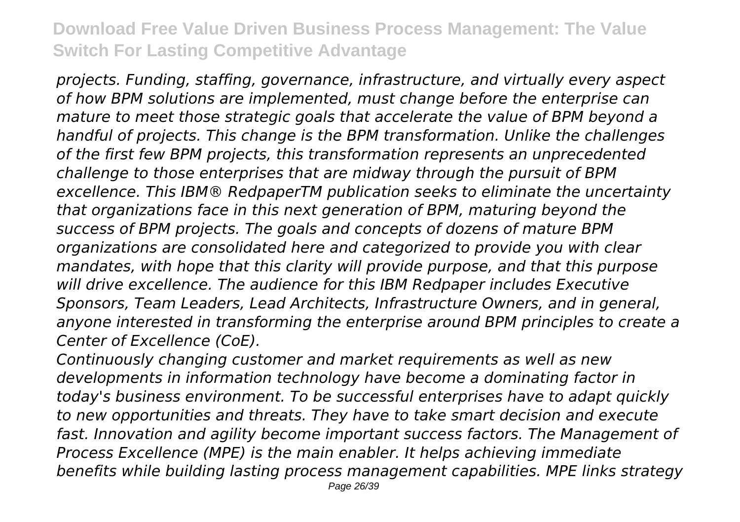*projects. Funding, staffing, governance, infrastructure, and virtually every aspect of how BPM solutions are implemented, must change before the enterprise can mature to meet those strategic goals that accelerate the value of BPM beyond a handful of projects. This change is the BPM transformation. Unlike the challenges of the first few BPM projects, this transformation represents an unprecedented challenge to those enterprises that are midway through the pursuit of BPM excellence. This IBM® RedpaperTM publication seeks to eliminate the uncertainty that organizations face in this next generation of BPM, maturing beyond the success of BPM projects. The goals and concepts of dozens of mature BPM organizations are consolidated here and categorized to provide you with clear mandates, with hope that this clarity will provide purpose, and that this purpose will drive excellence. The audience for this IBM Redpaper includes Executive Sponsors, Team Leaders, Lead Architects, Infrastructure Owners, and in general, anyone interested in transforming the enterprise around BPM principles to create a Center of Excellence (CoE).*

*Continuously changing customer and market requirements as well as new developments in information technology have become a dominating factor in today's business environment. To be successful enterprises have to adapt quickly to new opportunities and threats. They have to take smart decision and execute fast. Innovation and agility become important success factors. The Management of Process Excellence (MPE) is the main enabler. It helps achieving immediate benefits while building lasting process management capabilities. MPE links strategy*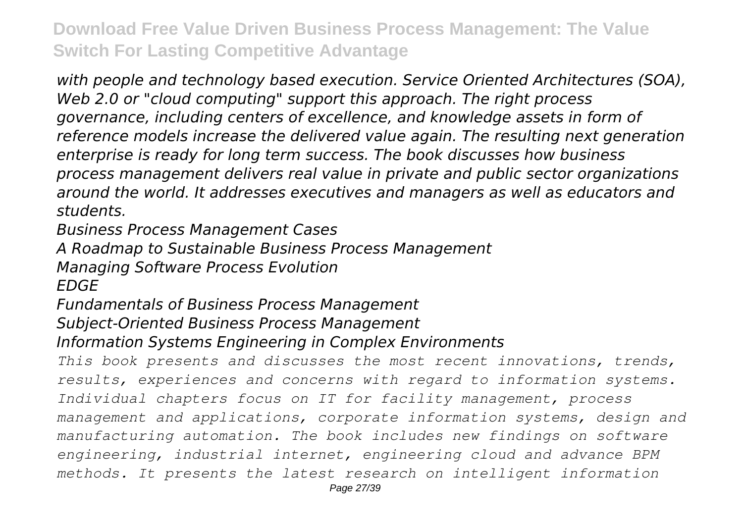*with people and technology based execution. Service Oriented Architectures (SOA), Web 2.0 or "cloud computing" support this approach. The right process governance, including centers of excellence, and knowledge assets in form of reference models increase the delivered value again. The resulting next generation enterprise is ready for long term success. The book discusses how business process management delivers real value in private and public sector organizations around the world. It addresses executives and managers as well as educators and students.*

*Business Process Management Cases*

*A Roadmap to Sustainable Business Process Management*

*Managing Software Process Evolution*

*EDGE*

*Fundamentals of Business Process Management*

*Subject-Oriented Business Process Management*

*Information Systems Engineering in Complex Environments*

*This book presents and discusses the most recent innovations, trends, results, experiences and concerns with regard to information systems. Individual chapters focus on IT for facility management, process management and applications, corporate information systems, design and manufacturing automation. The book includes new findings on software engineering, industrial internet, engineering cloud and advance BPM methods. It presents the latest research on intelligent information*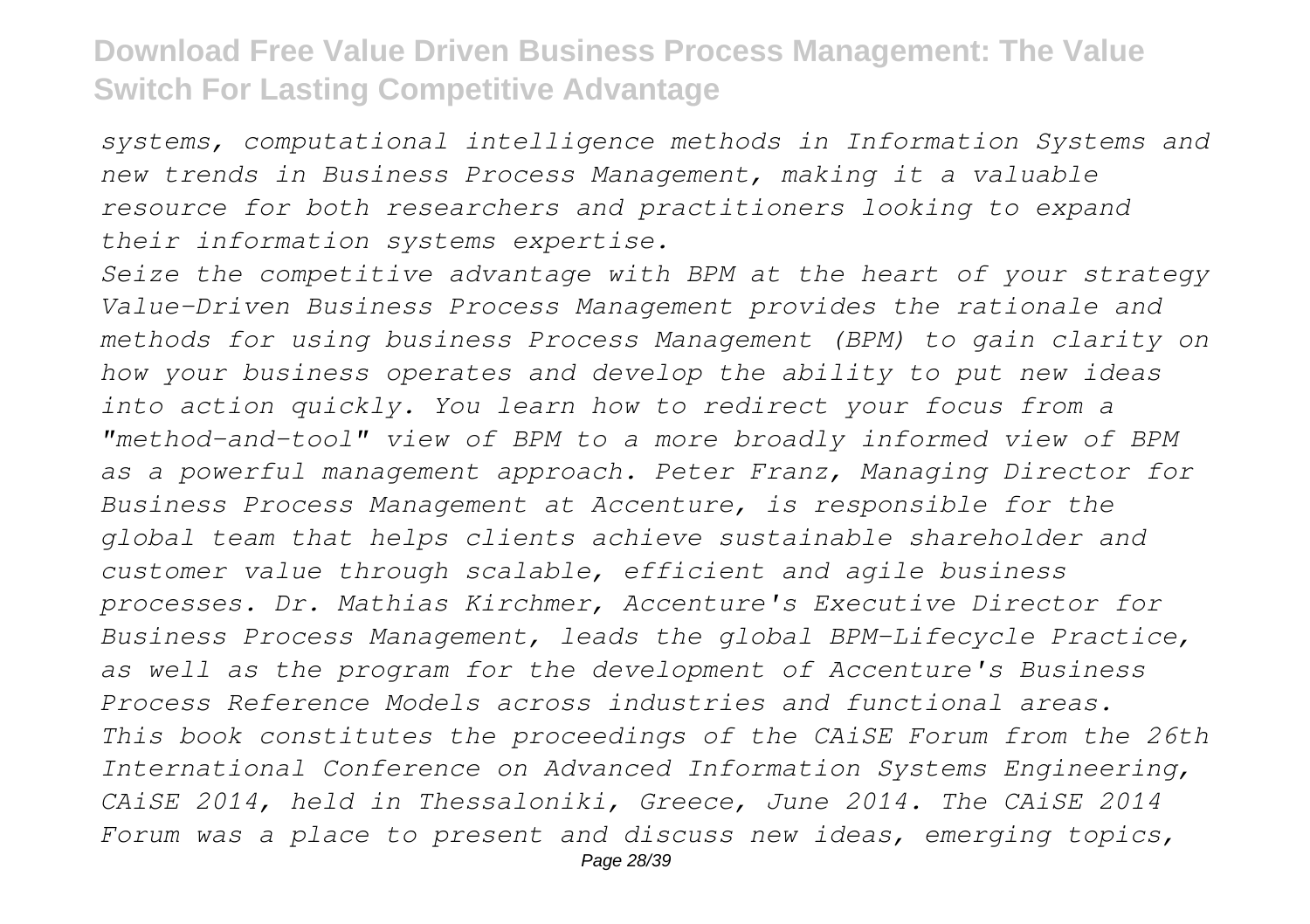*systems, computational intelligence methods in Information Systems and new trends in Business Process Management, making it a valuable resource for both researchers and practitioners looking to expand their information systems expertise.*

*Seize the competitive advantage with BPM at the heart of your strategy Value-Driven Business Process Management provides the rationale and methods for using business Process Management (BPM) to gain clarity on how your business operates and develop the ability to put new ideas into action quickly. You learn how to redirect your focus from a "method-and-tool" view of BPM to a more broadly informed view of BPM as a powerful management approach. Peter Franz, Managing Director for Business Process Management at Accenture, is responsible for the global team that helps clients achieve sustainable shareholder and customer value through scalable, efficient and agile business processes. Dr. Mathias Kirchmer, Accenture's Executive Director for Business Process Management, leads the global BPM-Lifecycle Practice, as well as the program for the development of Accenture's Business Process Reference Models across industries and functional areas.*

*This book constitutes the proceedings of the CAiSE Forum from the 26th International Conference on Advanced Information Systems Engineering, CAiSE 2014, held in Thessaloniki, Greece, June 2014. The CAiSE 2014 Forum was a place to present and discuss new ideas, emerging topics,*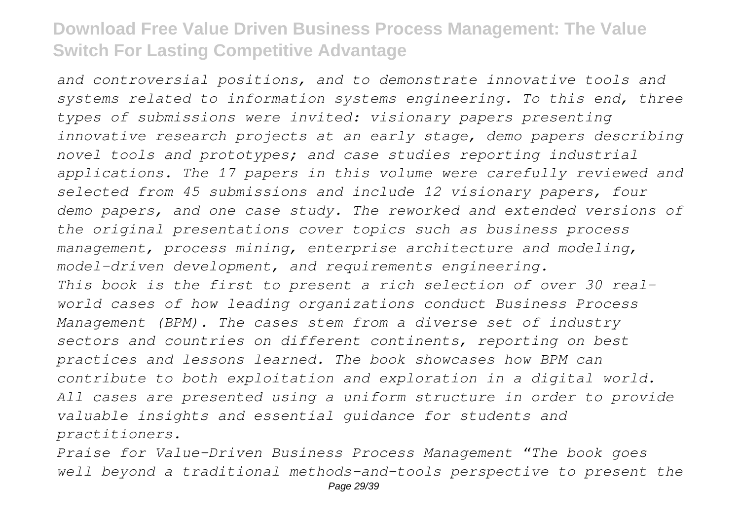*and controversial positions, and to demonstrate innovative tools and systems related to information systems engineering. To this end, three types of submissions were invited: visionary papers presenting innovative research projects at an early stage, demo papers describing novel tools and prototypes; and case studies reporting industrial applications. The 17 papers in this volume were carefully reviewed and selected from 45 submissions and include 12 visionary papers, four demo papers, and one case study. The reworked and extended versions of the original presentations cover topics such as business process management, process mining, enterprise architecture and modeling, model-driven development, and requirements engineering.*

*This book is the first to present a rich selection of over 30 real-world cases of how leading organizations conduct Business Process Management (BPM). The cases stem from a diverse set of industry sectors and countries on different continents, reporting on best practices and lessons learned. The book showcases how BPM can contribute to both exploitation and exploration in a digital world. All cases are presented using a uniform structure in order to provide valuable insights and essential guidance for students and practitioners.*

*Praise for Value-Driven Business Process Management "The book goes well beyond a traditional methods-and-tools perspective to present the*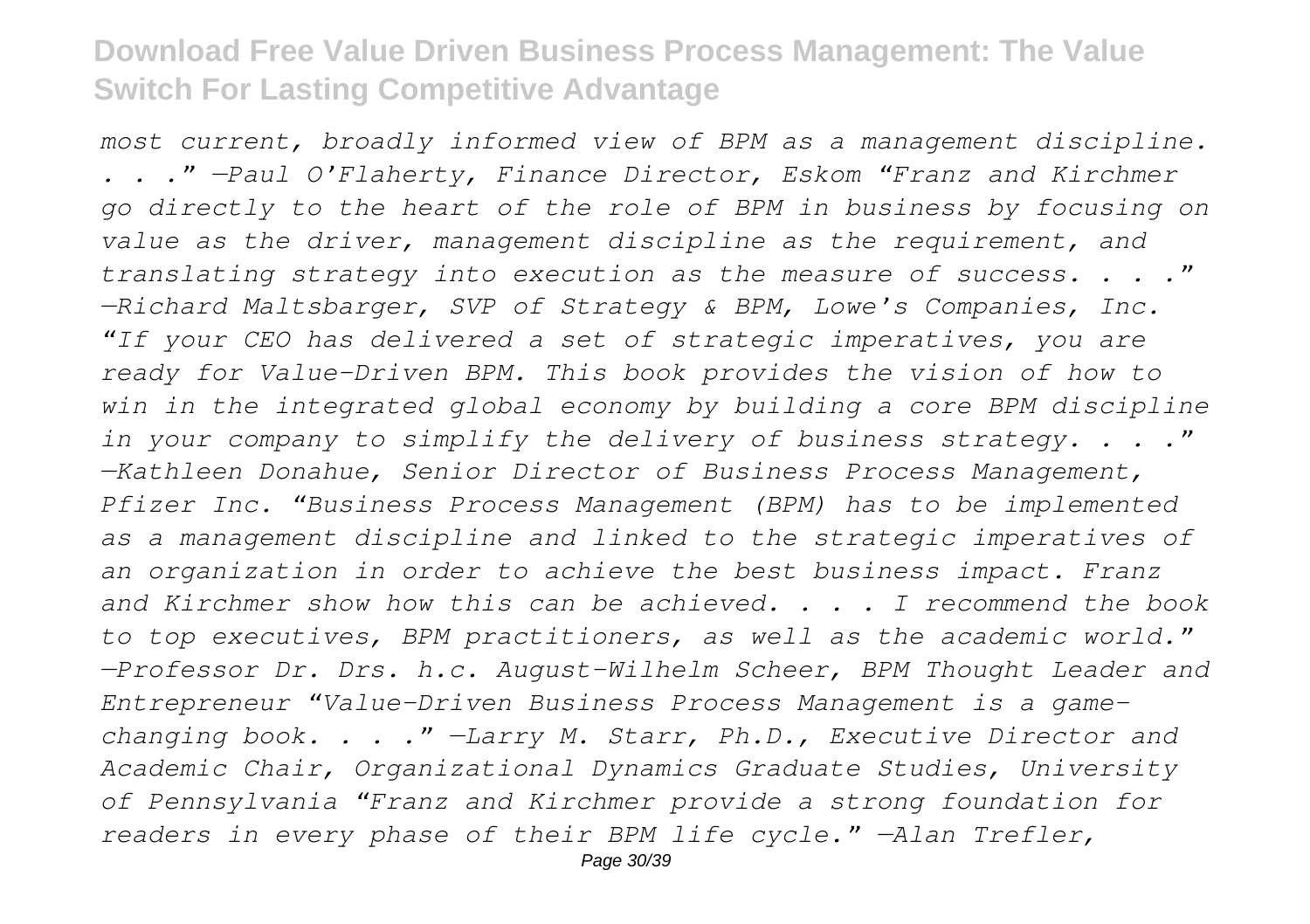*most current, broadly informed view of BPM as a management discipline. . . ." —Paul O'Flaherty, Finance Director, Eskom "Franz and Kirchmer go directly to the heart of the role of BPM in business by focusing on value as the driver, management discipline as the requirement, and translating strategy into execution as the measure of success. . . ." —Richard Maltsbarger, SVP of Strategy & BPM, Lowe's Companies, Inc. "If your CEO has delivered a set of strategic imperatives, you are ready for Value-Driven BPM. This book provides the vision of how to win in the integrated global economy by building a core BPM discipline in your company to simplify the delivery of business strategy. . . ." —Kathleen Donahue, Senior Director of Business Process Management, Pfizer Inc. "Business Process Management (BPM) has to be implemented as a management discipline and linked to the strategic imperatives of an organization in order to achieve the best business impact. Franz and Kirchmer show how this can be achieved. . . . I recommend the book to top executives, BPM practitioners, as well as the academic world." —Professor Dr. Drs. h.c. August-Wilhelm Scheer, BPM Thought Leader and Entrepreneur "Value-Driven Business Process Management is a game-changing book. . . ." —Larry M. Starr, Ph.D., Executive Director and Academic Chair, Organizational Dynamics Graduate Studies, University of Pennsylvania "Franz and Kirchmer provide a strong foundation for readers in every phase of their BPM life cycle." —Alan Trefler,*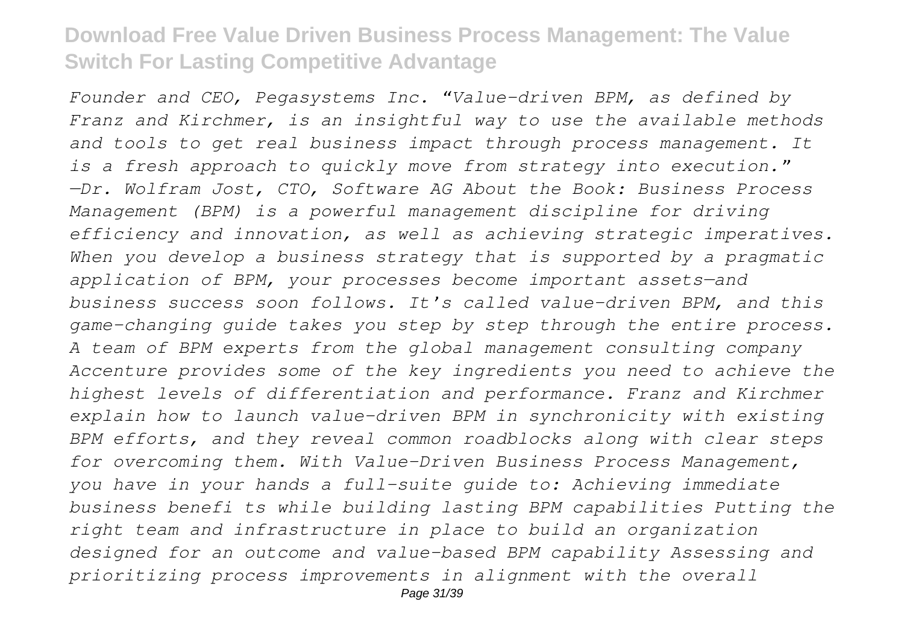*Founder and CEO, Pegasystems Inc. "Value-driven BPM, as defined by Franz and Kirchmer, is an insightful way to use the available methods and tools to get real business impact through process management. It is a fresh approach to quickly move from strategy into execution." —Dr. Wolfram Jost, CTO, Software AG About the Book: Business Process Management (BPM) is a powerful management discipline for driving efficiency and innovation, as well as achieving strategic imperatives. When you develop a business strategy that is supported by a pragmatic application of BPM, your processes become important assets—and business success soon follows. It's called value-driven BPM, and this game-changing guide takes you step by step through the entire process. A team of BPM experts from the global management consulting company Accenture provides some of the key ingredients you need to achieve the highest levels of differentiation and performance. Franz and Kirchmer explain how to launch value-driven BPM in synchronicity with existing BPM efforts, and they reveal common roadblocks along with clear steps for overcoming them. With Value-Driven Business Process Management, you have in your hands a full-suite guide to: Achieving immediate business benefi ts while building lasting BPM capabilities Putting the right team and infrastructure in place to build an organization designed for an outcome and value-based BPM capability Assessing and prioritizing process improvements in alignment with the overall*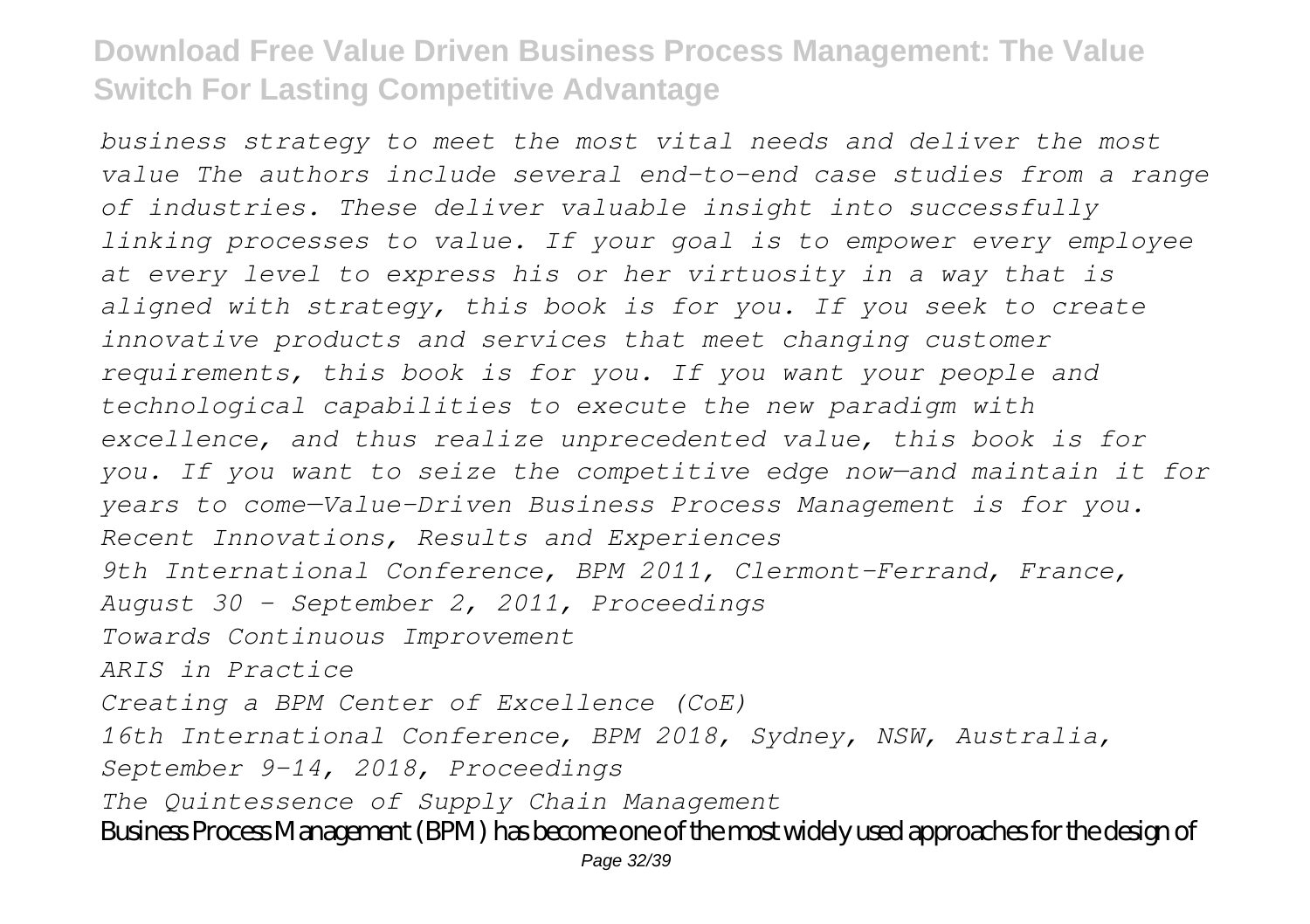*business strategy to meet the most vital needs and deliver the most value The authors include several end-to-end case studies from a range of industries. These deliver valuable insight into successfully linking processes to value. If your goal is to empower every employee at every level to express his or her virtuosity in a way that is aligned with strategy, this book is for you. If you seek to create innovative products and services that meet changing customer requirements, this book is for you. If you want your people and technological capabilities to execute the new paradigm with excellence, and thus realize unprecedented value, this book is for you. If you want to seize the competitive edge now—and maintain it for years to come—Value-Driven Business Process Management is for you.*

*Recent Innovations, Results and Experiences*

*9th International Conference, BPM 2011, Clermont-Ferrand, France, August 30 - September 2, 2011, Proceedings*

*Towards Continuous Improvement*

*ARIS in Practice*

*Creating a BPM Center of Excellence (CoE)*

*16th International Conference, BPM 2018, Sydney, NSW, Australia, September 9-14, 2018, Proceedings*

*The Quintessence of Supply Chain Management*

Business Process Management (BPM) has become one of the most widely used approaches for the design of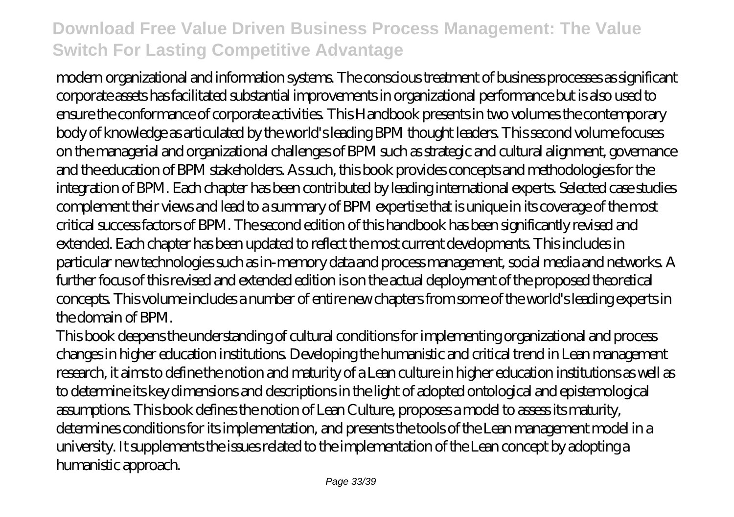modern organizational and information systems. The conscious treatment of business processes as significant corporate assets has facilitated substantial improvements in organizational performance but is also used to ensure the conformance of corporate activities. This Handbook presents in two volumes the contemporary body of knowledge as articulated by the world's leading BPM thought leaders. This second volume focuses on the managerial and organizational challenges of BPM such as strategic and cultural alignment, governance and the education of BPM stakeholders. As such, this book provides concepts and methodologies for the integration of BPM. Each chapter has been contributed by leading international experts. Selected case studies complement their views and lead to a summary of BPM expertise that is unique in its coverage of the most critical success factors of BPM. The second edition of this handbook has been significantly revised and extended. Each chapter has been updated to reflect the most current developments. This includes in particular new technologies such as in-memory data and process management, social media and networks. A further focus of this revised and extended edition is on the actual deployment of the proposed theoretical concepts. This volume includes a number of entire new chapters from some of the world's leading experts in the domain of BPM.

This book deepens the understanding of cultural conditions for implementing organizational and process changes in higher education institutions. Developing the humanistic and critical trend in Lean management research, it aims to define the notion and maturity of a Lean culture in higher education institutions as well as to determine its key dimensions and descriptions in the light of adopted ontological and epistemological assumptions. This book defines the notion of Lean Culture, proposes a model to assess its maturity, determines conditions for its implementation, and presents the tools of the Lean management model in a university. It supplements the issues related to the implementation of the Lean concept by adopting a humanistic approach.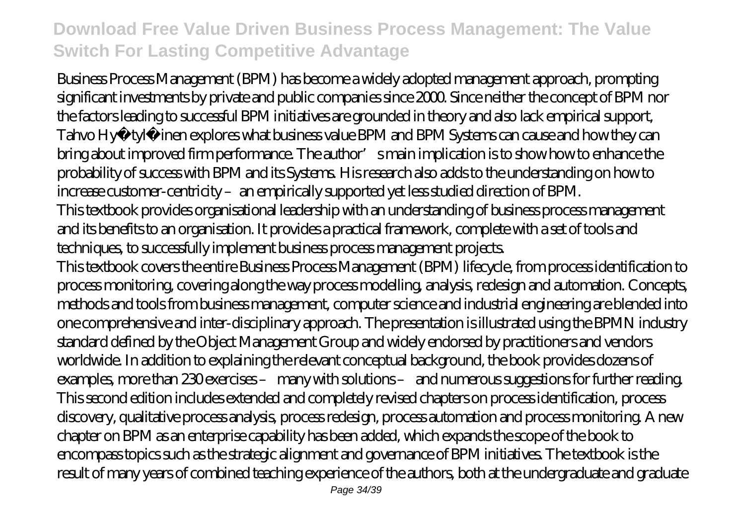Business Process Management (BPM) has become a widely adopted management approach, prompting significant investments by private and public companies since 2000. Since neither the concept of BPM nor the factors leading to successful BPM initiatives are grounded in theory and also lack empirical support, Tahvo Hy�tyl�inen explores what business value BPM and BPM Systems can cause and how they can bring about improved firm performance. The author's main implication is to show how to enhance the probability of success with BPM and its Systems. His research also adds to the understanding on how to increase customer-centricity – an empirically supported yet less studied direction of BPM.

This textbook provides organisational leadership with an understanding of business process management and its benefits to an organisation. It provides a practical framework, complete with a set of tools and techniques, to successfully implement business process management projects.

This textbook covers the entire Business Process Management (BPM) lifecycle, from process identification to process monitoring, covering along the way process modelling, analysis, redesign and automation. Concepts, methods and tools from business management, computer science and industrial engineering are blended into one comprehensive and inter-disciplinary approach. The presentation is illustrated using the BPMN industry standard defined by the Object Management Group and widely endorsed by practitioners and vendors worldwide. In addition to explaining the relevant conceptual background, the book provides dozens of examples, more than 230 exercises – many with solutions – and numerous suggestions for further reading. This second edition includes extended and completely revised chapters on process identification, process discovery, qualitative process analysis, process redesign, process automation and process monitoring. A new chapter on BPM as an enterprise capability has been added, which expands the scope of the book to encompass topics such as the strategic alignment and governance of BPM initiatives. The textbook is the result of many years of combined teaching experience of the authors, both at the undergraduate and graduate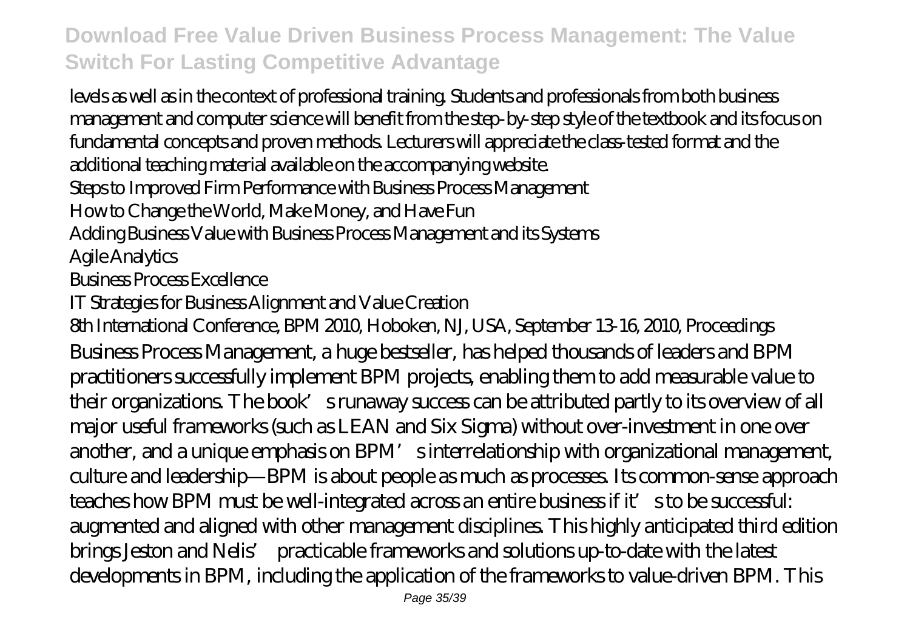levels as well as in the context of professional training. Students and professionals from both business management and computer science will benefit from the step-by-step style of the textbook and its focus on fundamental concepts and proven methods. Lecturers will appreciate the class-tested format and the additional teaching material available on the accompanying website.

Steps to Improved Firm Performance with Business Process Management

How to Change the World, Make Money, and Have Fun

Adding Business Value with Business Process Management and its Systems

Agile Analytics

Business Process Excellence

IT Strategies for Business Alignment and Value Creation

8th International Conference, BPM 2010, Hoboken, NJ, USA, September 13-16, 2010, Proceedings

Business Process Management, a huge bestseller, has helped thousands of leaders and BPM practitioners successfully implement BPM projects, enabling them to add measurable value to their organizations. The book's runaway success can be attributed partly to its overview of all major useful frameworks (such as LEAN and Six Sigma) without over-investment in one over another, and a unique emphasis on BPM's interrelationship with organizational management, culture and leadership—BPM is about people as much as processes. Its common-sense approach teaches how BPM must be well-integrated across an entire business if it's to be successful: augmented and aligned with other management disciplines. This highly anticipated third edition brings Jeston and Nelis' practicable frameworks and solutions up-to-date with the latest developments in BPM, including the application of the frameworks to value-driven BPM. This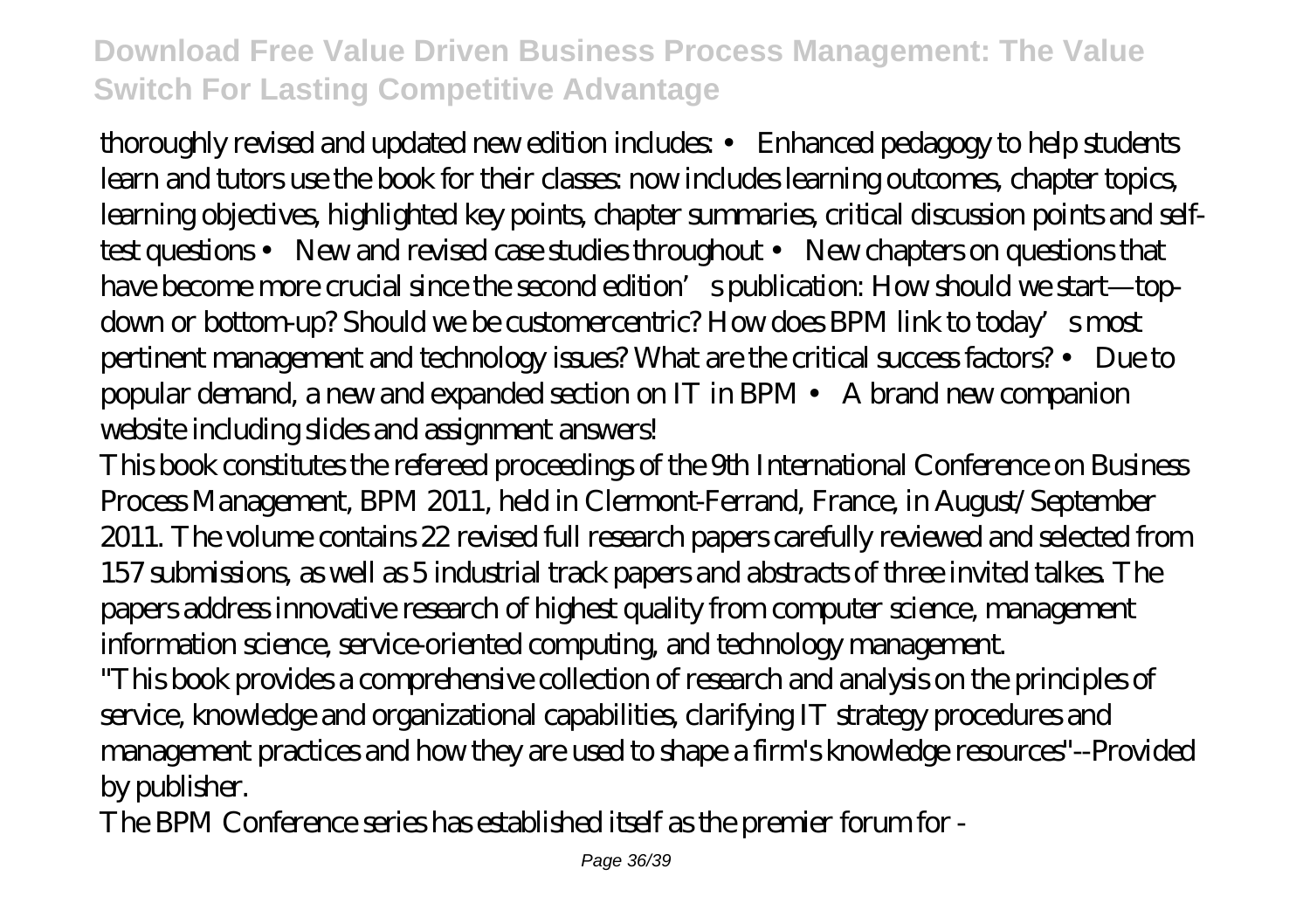thoroughly revised and updated new edition includes: • Enhanced pedagogy to help students learn and tutors use the book for their classes: now includes learning outcomes, chapter topics, learning objectives, highlighted key points, chapter summaries, critical discussion points and self-test questions • New and revised case studies throughout • New chapters on questions that have become more crucial since the second edition's publication: How should we start—top-down or bottom-up? Should we be customercentric? How does BPM link to today's most pertinent management and technology issues? What are the critical success factors? • Due to popular demand, a new and expanded section on IT in BPM • A brand new companion website including slides and assignment answers!

This book constitutes the refereed proceedings of the 9th International Conference on Business Process Management, BPM 2011, held in Clermont-Ferrand, France, in August/September 2011. The volume contains 22 revised full research papers carefully reviewed and selected from 157 submissions, as well as 5 industrial track papers and abstracts of three invited talkes. The papers address innovative research of highest quality from computer science, management information science, service-oriented computing, and technology management.

"This book provides a comprehensive collection of research and analysis on the principles of service, knowledge and organizational capabilities, clarifying IT strategy procedures and management practices and how they are used to shape a firm's knowledge resources"--Provided by publisher.

The BPM Conference series has established itself as the premier forum for -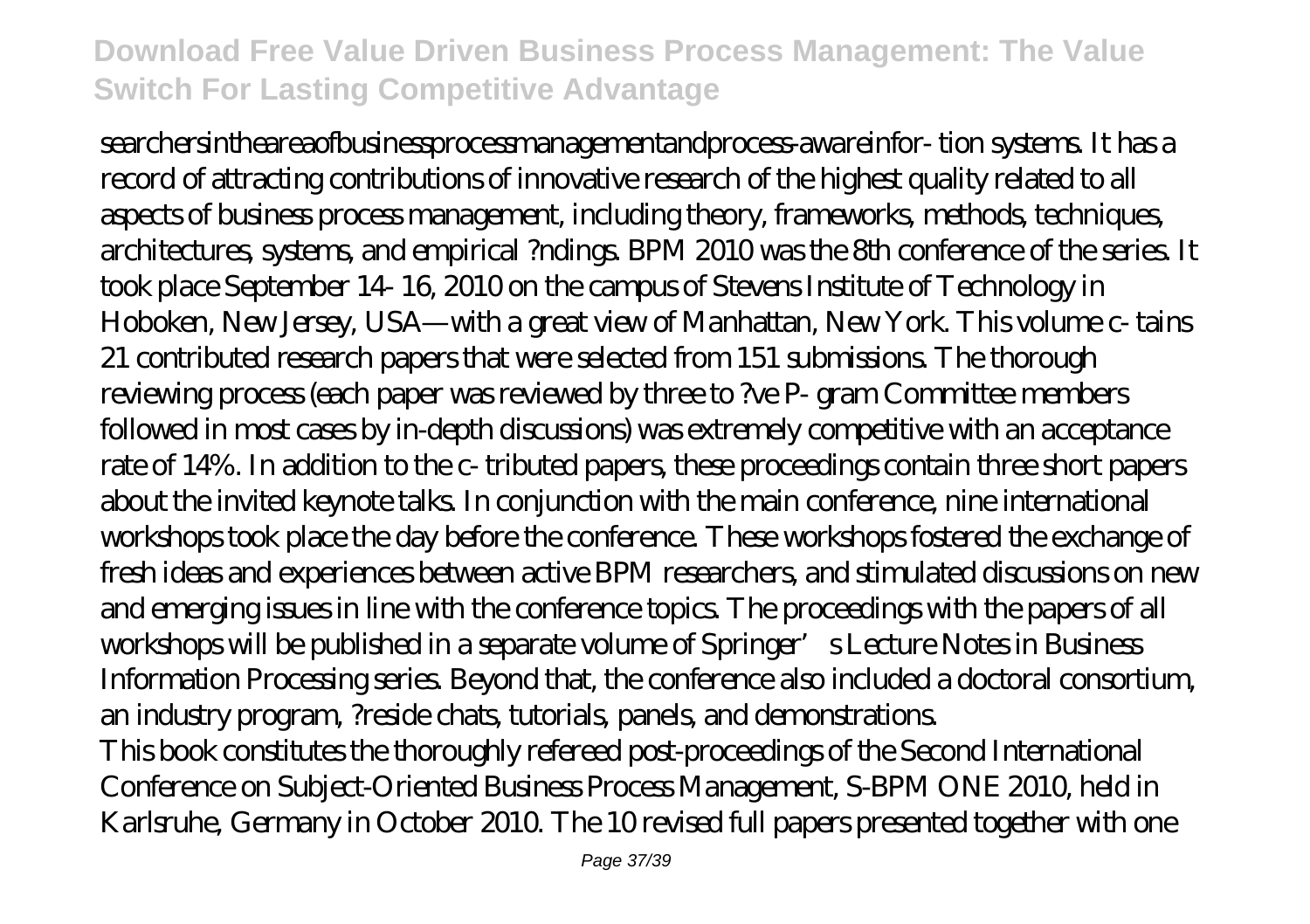searchersintheareaofbusinessprocessmanagementandprocess-awareinfor- tion systems. It has a record of attracting contributions of innovative research of the highest quality related to all aspects of business process management, including theory, frameworks, methods, techniques, architectures, systems, and empirical ?ndings. BPM 2010 was the 8th conference of the series. It took place September 14- 16, 2010 on the campus of Stevens Institute of Technology in Hoboken, New Jersey, USA—with a great view of Manhattan, New York. This volume c- tains 21 contributed research papers that were selected from 151 submissions. The thorough reviewing process (each paper was reviewed by three to ?ve P- gram Committee members followed in most cases by in-depth discussions) was extremely competitive with an acceptance rate of 14%. In addition to the c- tributed papers, these proceedings contain three short papers about the invited keynote talks. In conjunction with the main conference, nine international workshops took place the day before the conference. These workshops fostered the exchange of fresh ideas and experiences between active BPM researchers, and stimulated discussions on new and emerging issues in line with the conference topics. The proceedings with the papers of all workshops will be published in a separate volume of Springer's Lecture Notes in Business Information Processing series. Beyond that, the conference also included a doctoral consortium, an industry program, ?reside chats, tutorials, panels, and demonstrations.

This book constitutes the thoroughly refereed post-proceedings of the Second International Conference on Subject-Oriented Business Process Management, S-BPM ONE 2010, held in Karlsruhe, Germany in October 2010. The 10 revised full papers presented together with one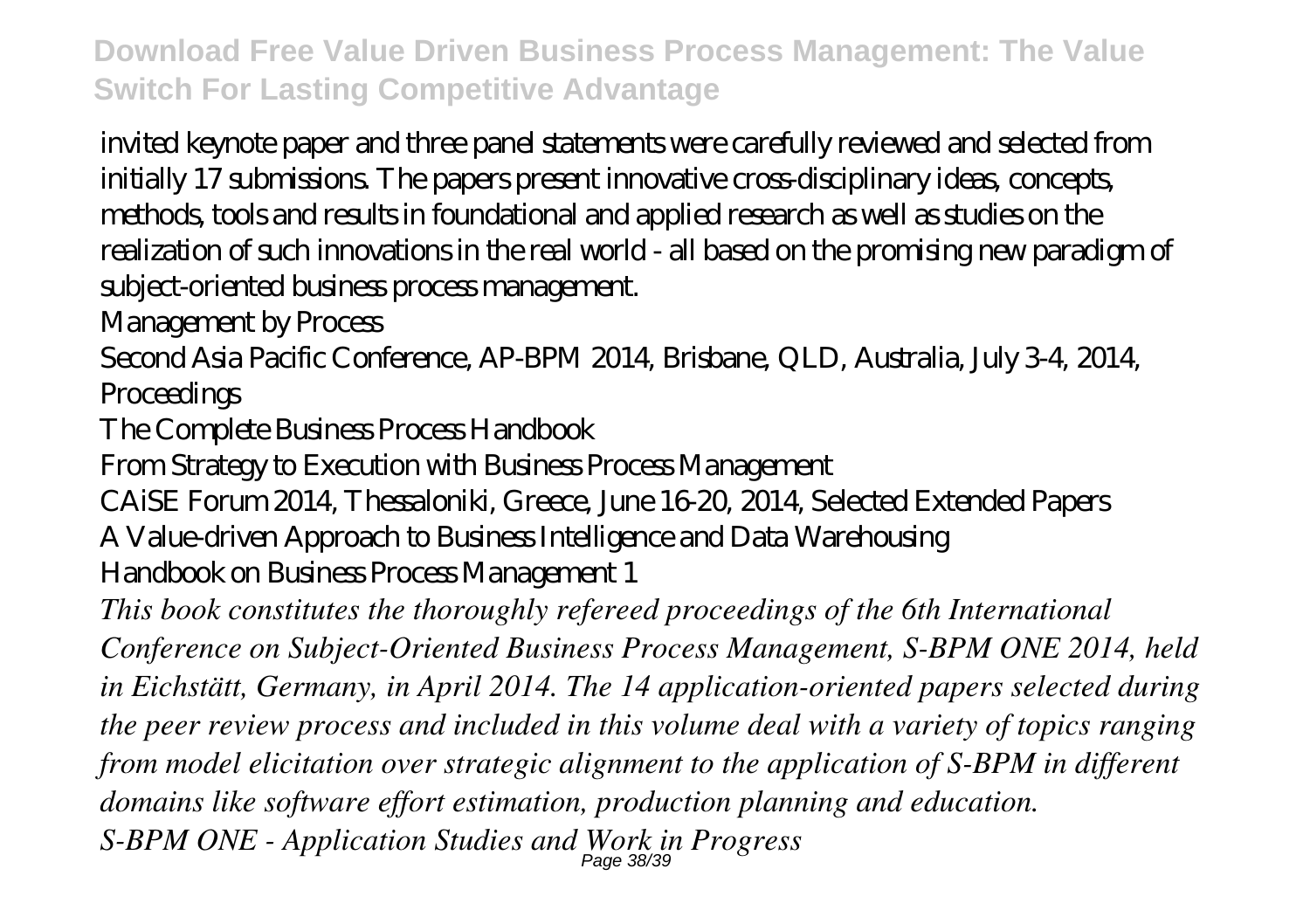invited keynote paper and three panel statements were carefully reviewed and selected from initially 17 submissions. The papers present innovative cross-disciplinary ideas, concepts, methods, tools and results in foundational and applied research as well as studies on the realization of such innovations in the real world - all based on the promising new paradigm of subject-oriented business process management.

Management by Process

Second Asia Pacific Conference, AP-BPM 2014, Brisbane, QLD, Australia, July 3-4, 2014, Proceedings

The Complete Business Process Handbook

From Strategy to Execution with Business Process Management

CAiSE Forum 2014, Thessaloniki, Greece, June 16-20, 2014, Selected Extended Papers

A Value-driven Approach to Business Intelligence and Data Warehousing

Handbook on Business Process Management 1

*This book constitutes the thoroughly refereed proceedings of the 6th International Conference on Subject-Oriented Business Process Management, S-BPM ONE 2014, held in Eichstätt, Germany, in April 2014. The 14 application-oriented papers selected during the peer review process and included in this volume deal with a variety of topics ranging from model elicitation over strategic alignment to the application of S-BPM in different domains like software effort estimation, production planning and education.*

*S-BPM ONE - Application Studies and Work in Progress*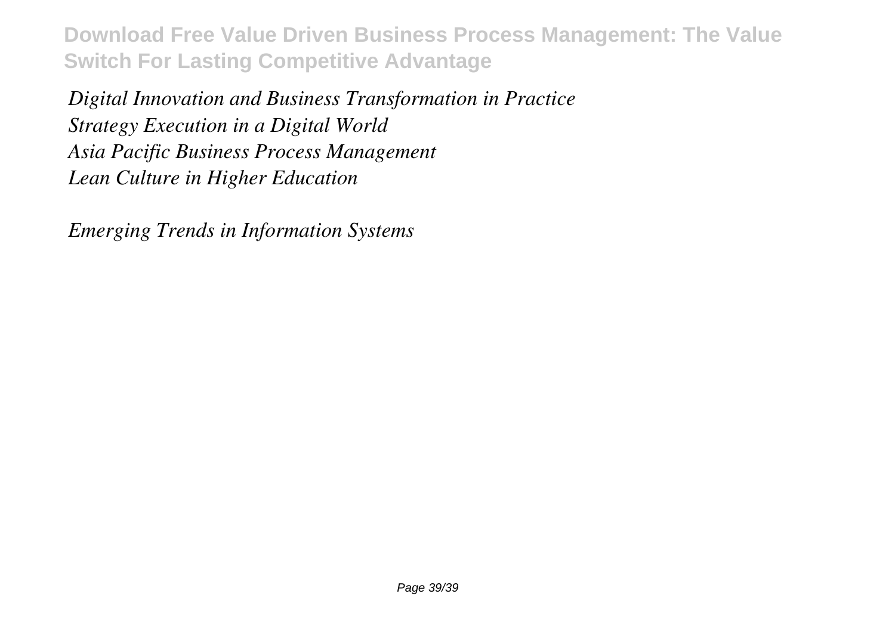*Digital Innovation and Business Transformation in Practice*
*Strategy Execution in a Digital World*
*Asia Pacific Business Process Management*
*Lean Culture in Higher Education*

*Emerging Trends in Information Systems*